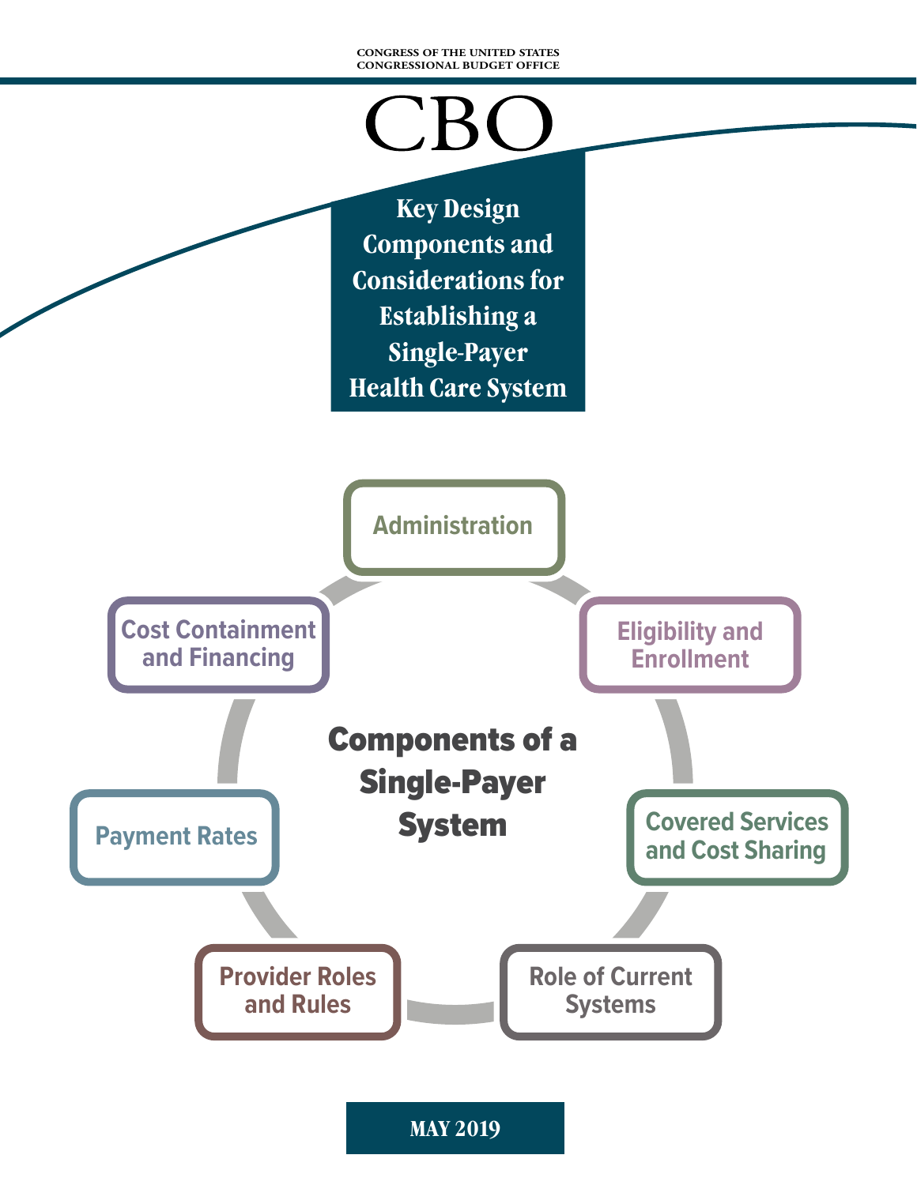CONGRESS OF THE UNITED STATES
CONGRESSIONAL BUDGET OFFICE

# CBO

## Key Design Components and Considerations for Establishing a Single-Payer Health Care System

**Components of a Single-Payer System**

- Administration
- Eligibility and Enrollment
- Covered Services and Cost Sharing
- Role of Current Systems
- Provider Roles and Rules
- Payment Rates
- Cost Containment and Financing

**MAY 2019**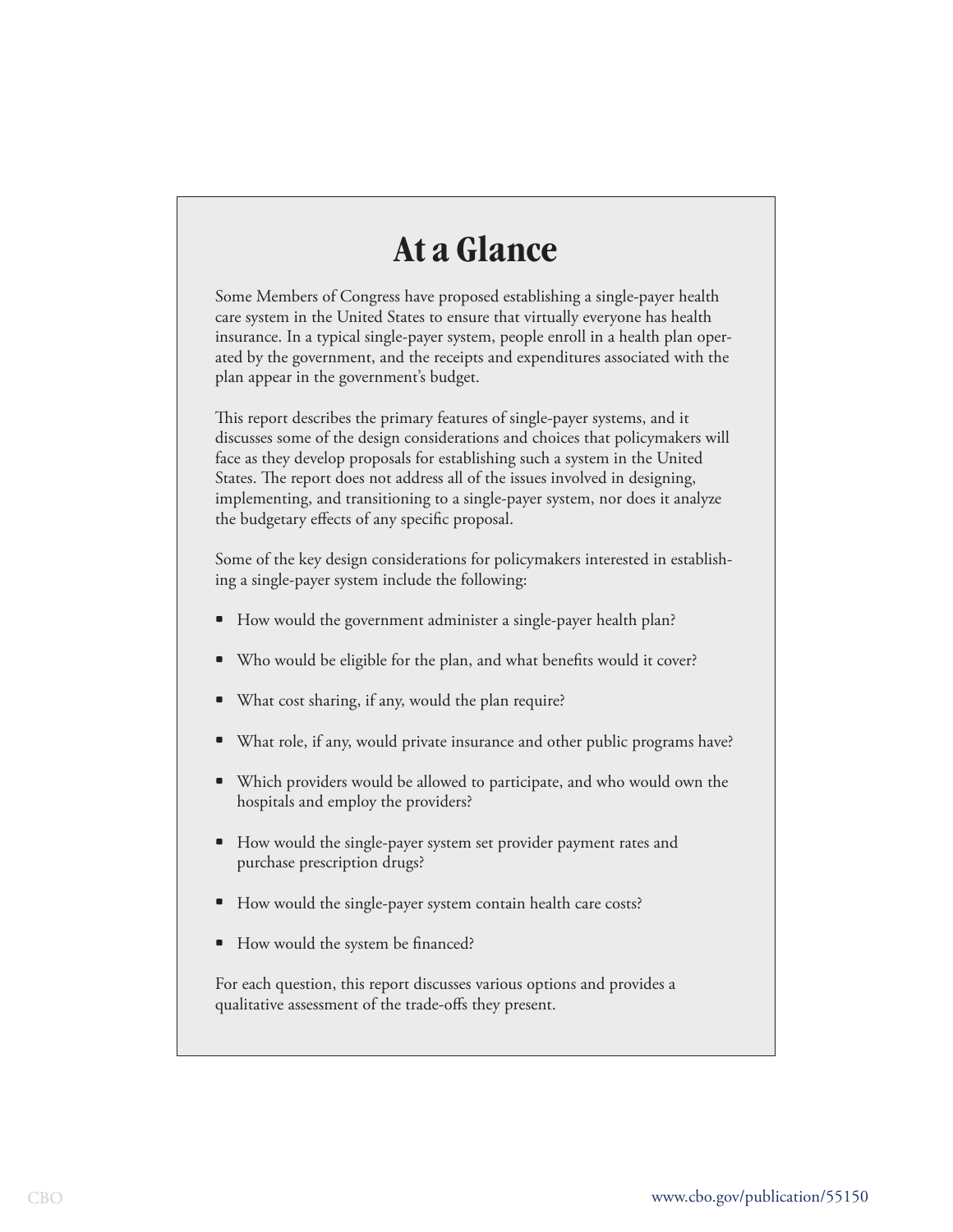# At a Glance

Some Members of Congress have proposed establishing a single-payer health care system in the United States to ensure that virtually everyone has health insurance. In a typical single-payer system, people enroll in a health plan operated by the government, and the receipts and expenditures associated with the plan appear in the government's budget.

This report describes the primary features of single-payer systems, and it discusses some of the design considerations and choices that policymakers will face as they develop proposals for establishing such a system in the United States. The report does not address all of the issues involved in designing, implementing, and transitioning to a single-payer system, nor does it analyze the budgetary effects of any specific proposal.

Some of the key design considerations for policymakers interested in establishing a single-payer system include the following:

- How would the government administer a single-payer health plan?
- Who would be eligible for the plan, and what benefits would it cover?
- What cost sharing, if any, would the plan require?
- What role, if any, would private insurance and other public programs have?
- Which providers would be allowed to participate, and who would own the hospitals and employ the providers?
- How would the single-payer system set provider payment rates and purchase prescription drugs?
- How would the single-payer system contain health care costs?
- How would the system be financed?

For each question, this report discusses various options and provides a qualitative assessment of the trade-offs they present.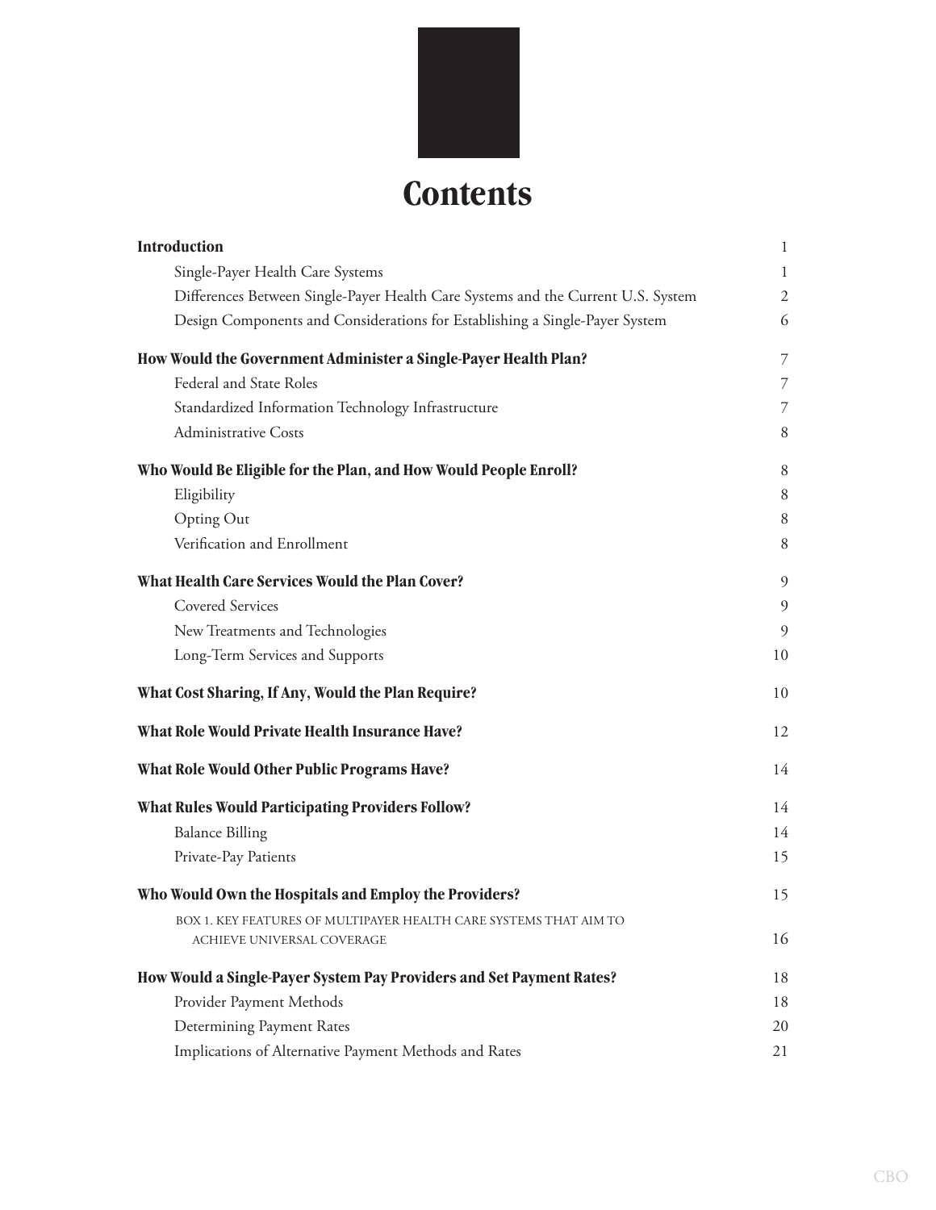# Contents

| | |
|---|---|
| **Introduction** | 1 |
| Single-Payer Health Care Systems | 1 |
| Differences Between Single-Payer Health Care Systems and the Current U.S. System | 2 |
| Design Components and Considerations for Establishing a Single-Payer System | 6 |
| **How Would the Government Administer a Single-Payer Health Plan?** | 7 |
| Federal and State Roles | 7 |
| Standardized Information Technology Infrastructure | 7 |
| Administrative Costs | 8 |
| **Who Would Be Eligible for the Plan, and How Would People Enroll?** | 8 |
| Eligibility | 8 |
| Opting Out | 8 |
| Verification and Enrollment | 8 |
| **What Health Care Services Would the Plan Cover?** | 9 |
| Covered Services | 9 |
| New Treatments and Technologies | 9 |
| Long-Term Services and Supports | 10 |
| **What Cost Sharing, If Any, Would the Plan Require?** | 10 |
| **What Role Would Private Health Insurance Have?** | 12 |
| **What Role Would Other Public Programs Have?** | 14 |
| **What Rules Would Participating Providers Follow?** | 14 |
| Balance Billing | 14 |
| Private-Pay Patients | 15 |
| **Who Would Own the Hospitals and Employ the Providers?** | 15 |
| BOX 1. KEY FEATURES OF MULTIPAYER HEALTH CARE SYSTEMS THAT AIM TO ACHIEVE UNIVERSAL COVERAGE | 16 |
| **How Would a Single-Payer System Pay Providers and Set Payment Rates?** | 18 |
| Provider Payment Methods | 18 |
| Determining Payment Rates | 20 |
| Implications of Alternative Payment Methods and Rates | 21 |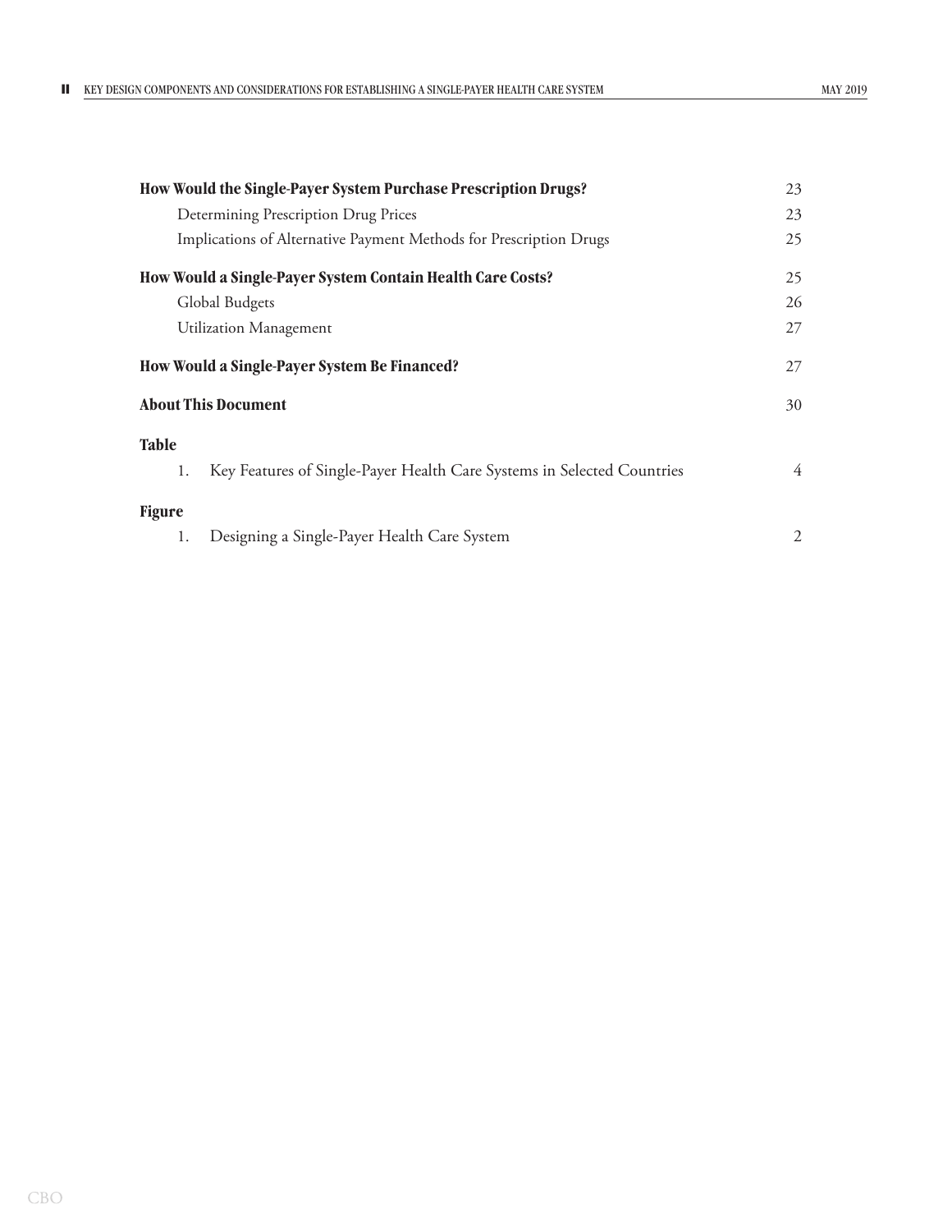| | |
|---|---|
| **How Would the Single-Payer System Purchase Prescription Drugs?** | 23 |
| Determining Prescription Drug Prices | 23 |
| Implications of Alternative Payment Methods for Prescription Drugs | 25 |
| **How Would a Single-Payer System Contain Health Care Costs?** | 25 |
| Global Budgets | 26 |
| Utilization Management | 27 |
| **How Would a Single-Payer System Be Financed?** | 27 |
| **About This Document** | 30 |

**Table**

| | | |
|---|---|---|
| 1. | Key Features of Single-Payer Health Care Systems in Selected Countries | 4 |

**Figure**

| | | |
|---|---|---|
| 1. | Designing a Single-Payer Health Care System | 2 |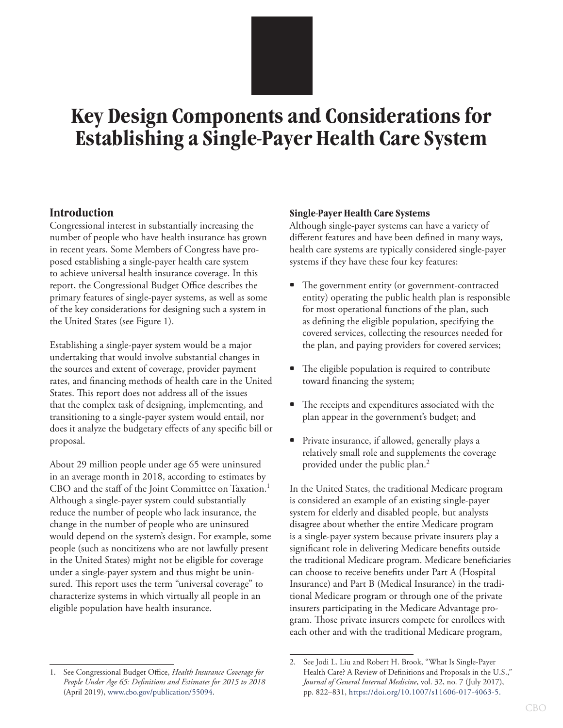# Key Design Components and Considerations for Establishing a Single-Payer Health Care System

## Introduction

Congressional interest in substantially increasing the number of people who have health insurance has grown in recent years. Some Members of Congress have proposed establishing a single-payer health care system to achieve universal health insurance coverage. In this report, the Congressional Budget Office describes the primary features of single-payer systems, as well as some of the key considerations for designing such a system in the United States (see Figure 1).

Establishing a single-payer system would be a major undertaking that would involve substantial changes in the sources and extent of coverage, provider payment rates, and financing methods of health care in the United States. This report does not address all of the issues that the complex task of designing, implementing, and transitioning to a single-payer system would entail, nor does it analyze the budgetary effects of any specific bill or proposal.

About 29 million people under age 65 were uninsured in an average month in 2018, according to estimates by CBO and the staff of the Joint Committee on Taxation.[1] Although a single-payer system could substantially reduce the number of people who lack insurance, the change in the number of people who are uninsured would depend on the system's design. For example, some people (such as noncitizens who are not lawfully present in the United States) might not be eligible for coverage under a single-payer system and thus might be uninsured. This report uses the term "universal coverage" to characterize systems in which virtually all people in an eligible population have health insurance.

### Single-Payer Health Care Systems

Although single-payer systems can have a variety of different features and have been defined in many ways, health care systems are typically considered single-payer systems if they have these four key features:

- The government entity (or government-contracted entity) operating the public health plan is responsible for most operational functions of the plan, such as defining the eligible population, specifying the covered services, collecting the resources needed for the plan, and paying providers for covered services;
- The eligible population is required to contribute toward financing the system;
- The receipts and expenditures associated with the plan appear in the government's budget; and
- Private insurance, if allowed, generally plays a relatively small role and supplements the coverage provided under the public plan.[2]

In the United States, the traditional Medicare program is considered an example of an existing single-payer system for elderly and disabled people, but analysts disagree about whether the entire Medicare program is a single-payer system because private insurers play a significant role in delivering Medicare benefits outside the traditional Medicare program. Medicare beneficiaries can choose to receive benefits under Part A (Hospital Insurance) and Part B (Medical Insurance) in the traditional Medicare program or through one of the private insurers participating in the Medicare Advantage program. Those private insurers compete for enrollees with each other and with the traditional Medicare program,

---

1. See Congressional Budget Office, *Health Insurance Coverage for People Under Age 65: Definitions and Estimates for 2015 to 2018* (April 2019), www.cbo.gov/publication/55094.

2. See Jodi L. Liu and Robert H. Brook, "What Is Single-Payer Health Care? A Review of Definitions and Proposals in the U.S.," *Journal of General Internal Medicine*, vol. 32, no. 7 (July 2017), pp. 822–831, https://doi.org/10.1007/s11606-017-4063-5.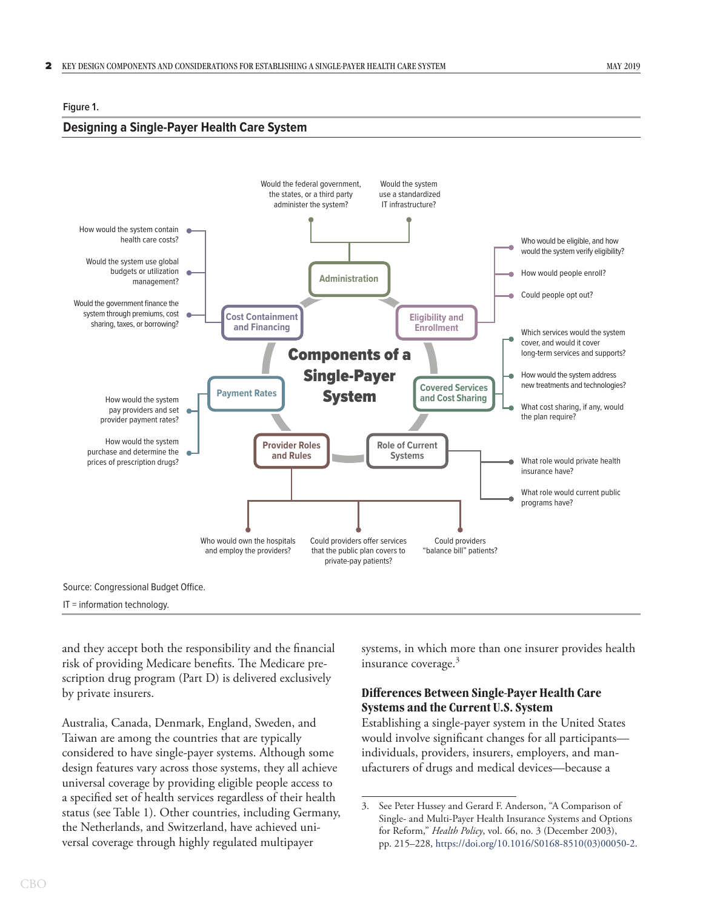Figure 1.

## Designing a Single-Payer Health Care System

**Components of a Single-Payer System**

**Administration**
- Would the federal government, the states, or a third party administer the system?
- Would the system use a standardized IT infrastructure?

**Eligibility and Enrollment**
- Who would be eligible, and how would the system verify eligibility?
- How would people enroll?
- Could people opt out?

**Covered Services and Cost Sharing**
- Which services would the system cover, and would it cover long-term services and supports?
- How would the system address new treatments and technologies?
- What cost sharing, if any, would the plan require?

**Role of Current Systems**
- What role would private health insurance have?
- What role would current public programs have?

**Provider Roles and Rules**
- Who would own the hospitals and employ the providers?
- Could providers offer services that the public plan covers to private-pay patients?
- Could providers "balance bill" patients?

**Payment Rates**
- How would the system pay providers and set provider payment rates?
- How would the system purchase and determine the prices of prescription drugs?

**Cost Containment and Financing**
- How would the system contain health care costs?
- Would the system use global budgets or utilization management?
- Would the government finance the system through premiums, cost sharing, taxes, or borrowing?

Source: Congressional Budget Office.

IT = information technology.

and they accept both the responsibility and the financial risk of providing Medicare benefits. The Medicare prescription drug program (Part D) is delivered exclusively by private insurers.

Australia, Canada, Denmark, England, Sweden, and Taiwan are among the countries that are typically considered to have single-payer systems. Although some design features vary across those systems, they all achieve universal coverage by providing eligible people access to a specified set of health services regardless of their health status (see Table 1). Other countries, including Germany, the Netherlands, and Switzerland, have achieved universal coverage through highly regulated multipayer systems, in which more than one insurer provides health insurance coverage.[3]

### Differences Between Single-Payer Health Care Systems and the Current U.S. System

Establishing a single-payer system in the United States would involve significant changes for all participants—individuals, providers, insurers, employers, and manufacturers of drugs and medical devices—because a

3. See Peter Hussey and Gerard F. Anderson, "A Comparison of Single- and Multi-Payer Health Insurance Systems and Options for Reform," *Health Policy*, vol. 66, no. 3 (December 2003), pp. 215–228, https://doi.org/10.1016/S0168-8510(03)00050-2.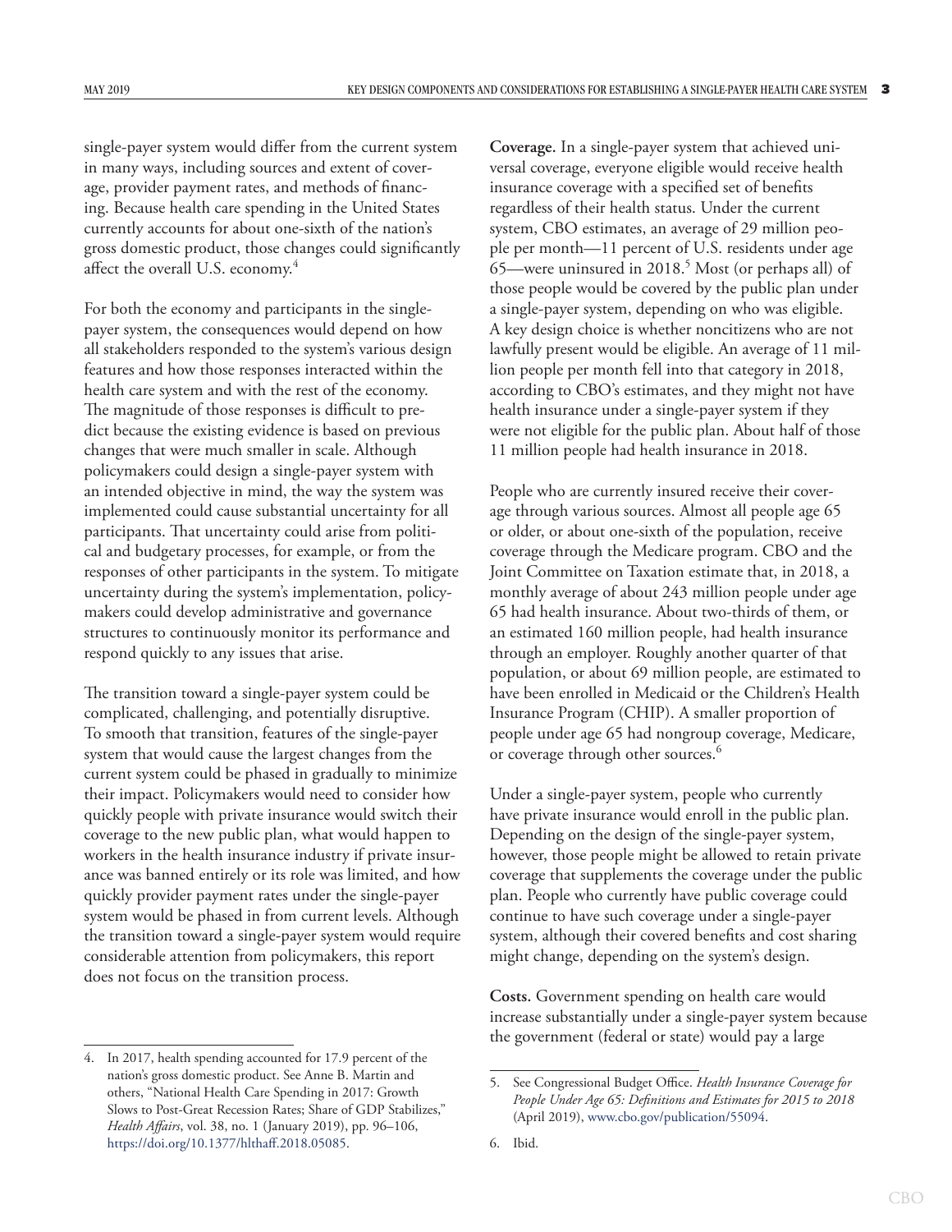single-payer system would differ from the current system in many ways, including sources and extent of coverage, provider payment rates, and methods of financing. Because health care spending in the United States currently accounts for about one-sixth of the nation's gross domestic product, those changes could significantly affect the overall U.S. economy.[4]

For both the economy and participants in the single-payer system, the consequences would depend on how all stakeholders responded to the system's various design features and how those responses interacted within the health care system and with the rest of the economy. The magnitude of those responses is difficult to predict because the existing evidence is based on previous changes that were much smaller in scale. Although policymakers could design a single-payer system with an intended objective in mind, the way the system was implemented could cause substantial uncertainty for all participants. That uncertainty could arise from political and budgetary processes, for example, or from the responses of other participants in the system. To mitigate uncertainty during the system's implementation, policymakers could develop administrative and governance structures to continuously monitor its performance and respond quickly to any issues that arise.

The transition toward a single-payer system could be complicated, challenging, and potentially disruptive. To smooth that transition, features of the single-payer system that would cause the largest changes from the current system could be phased in gradually to minimize their impact. Policymakers would need to consider how quickly people with private insurance would switch their coverage to the new public plan, what would happen to workers in the health insurance industry if private insurance was banned entirely or its role was limited, and how quickly provider payment rates under the single-payer system would be phased in from current levels. Although the transition toward a single-payer system would require considerable attention from policymakers, this report does not focus on the transition process.

**Coverage.** In a single-payer system that achieved universal coverage, everyone eligible would receive health insurance coverage with a specified set of benefits regardless of their health status. Under the current system, CBO estimates, an average of 29 million people per month—11 percent of U.S. residents under age 65—were uninsured in 2018.[5] Most (or perhaps all) of those people would be covered by the public plan under a single-payer system, depending on who was eligible. A key design choice is whether noncitizens who are not lawfully present would be eligible. An average of 11 million people per month fell into that category in 2018, according to CBO's estimates, and they might not have health insurance under a single-payer system if they were not eligible for the public plan. About half of those 11 million people had health insurance in 2018.

People who are currently insured receive their coverage through various sources. Almost all people age 65 or older, or about one-sixth of the population, receive coverage through the Medicare program. CBO and the Joint Committee on Taxation estimate that, in 2018, a monthly average of about 243 million people under age 65 had health insurance. About two-thirds of them, or an estimated 160 million people, had health insurance through an employer. Roughly another quarter of that population, or about 69 million people, are estimated to have been enrolled in Medicaid or the Children's Health Insurance Program (CHIP). A smaller proportion of people under age 65 had nongroup coverage, Medicare, or coverage through other sources.[6]

Under a single-payer system, people who currently have private insurance would enroll in the public plan. Depending on the design of the single-payer system, however, those people might be allowed to retain private coverage that supplements the coverage under the public plan. People who currently have public coverage could continue to have such coverage under a single-payer system, although their covered benefits and cost sharing might change, depending on the system's design.

**Costs.** Government spending on health care would increase substantially under a single-payer system because the government (federal or state) would pay a large

4. In 2017, health spending accounted for 17.9 percent of the nation's gross domestic product. See Anne B. Martin and others, "National Health Care Spending in 2017: Growth Slows to Post-Great Recession Rates; Share of GDP Stabilizes," *Health Affairs*, vol. 38, no. 1 (January 2019), pp. 96–106, https://doi.org/10.1377/hlthaff.2018.05085.

5. See Congressional Budget Office. *Health Insurance Coverage for People Under Age 65: Definitions and Estimates for 2015 to 2018* (April 2019), www.cbo.gov/publication/55094.

6. Ibid.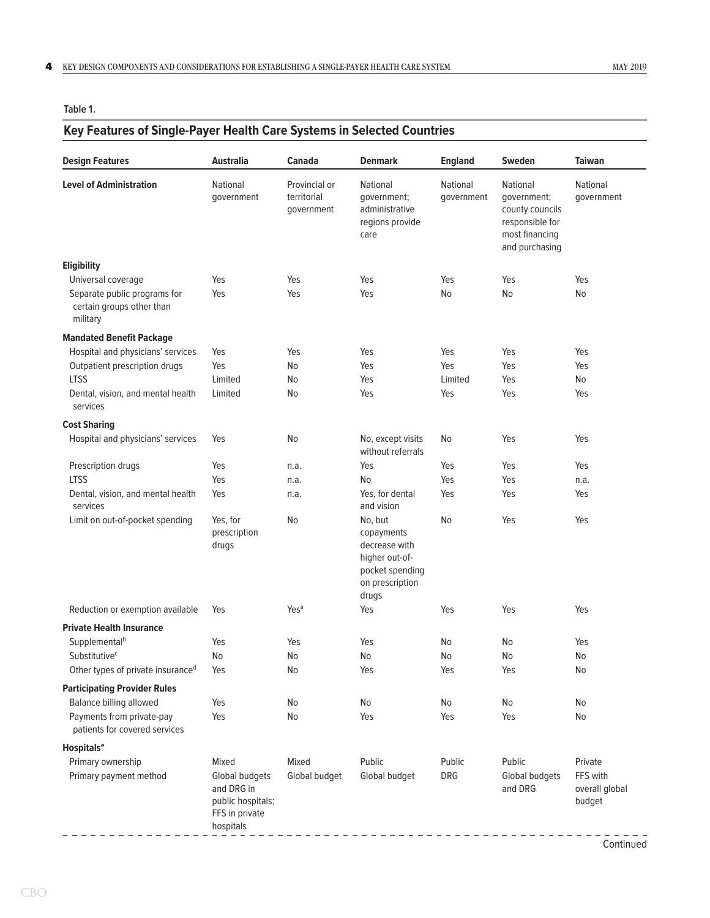Table 1.

## Key Features of Single-Payer Health Care Systems in Selected Countries

| Design Features | Australia | Canada | Denmark | England | Sweden | Taiwan |
|---|---|---|---|---|---|---|
| **Level of Administration** | National government | Provincial or territorial government | National government; administrative regions provide care | National government | National government; county councils responsible for most financing and purchasing | National government |
| **Eligibility** | | | | | | |
| Universal coverage | Yes | Yes | Yes | Yes | Yes | Yes |
| Separate public programs for certain groups other than military | Yes | Yes | Yes | No | No | No |
| **Mandated Benefit Package** | | | | | | |
| Hospital and physicians' services | Yes | Yes | Yes | Yes | Yes | Yes |
| Outpatient prescription drugs | Yes | No | Yes | Yes | Yes | Yes |
| LTSS | Limited | No | Yes | Limited | Yes | No |
| Dental, vision, and mental health services | Limited | No | Yes | Yes | Yes | Yes |
| **Cost Sharing** | | | | | | |
| Hospital and physicians' services | Yes | No | No, except visits without referrals | No | Yes | Yes |
| Prescription drugs | Yes | n.a. | Yes | Yes | Yes | Yes |
| LTSS | Yes | n.a. | No | Yes | Yes | n.a. |
| Dental, vision, and mental health services | Yes | n.a. | Yes, for dental and vision | Yes | Yes | Yes |
| Limit on out-of-pocket spending | Yes, for prescription drugs | No | No, but copayments decrease with higher out-of-pocket spending on prescription drugs | No | Yes | Yes |
| Reduction or exemption available | Yes | Yes[a] | Yes | Yes | Yes | Yes |
| **Private Health Insurance** | | | | | | |
| Supplemental[b] | Yes | Yes | Yes | No | No | Yes |
| Substitutive[c] | No | No | No | No | No | No |
| Other types of private insurance[d] | Yes | No | Yes | Yes | Yes | No |
| **Participating Provider Rules** | | | | | | |
| Balance billing allowed | Yes | No | No | No | No | No |
| Payments from private-pay patients for covered services | Yes | No | Yes | Yes | Yes | No |
| **Hospitals[e]** | | | | | | |
| Primary ownership | Mixed | Mixed | Public | Public | Public | Private |
| Primary payment method | Global budgets and DRG in public hospitals; FFS in private hospitals | Global budget | Global budget | DRG | Global budgets and DRG | FFS with overall global budget |

Continued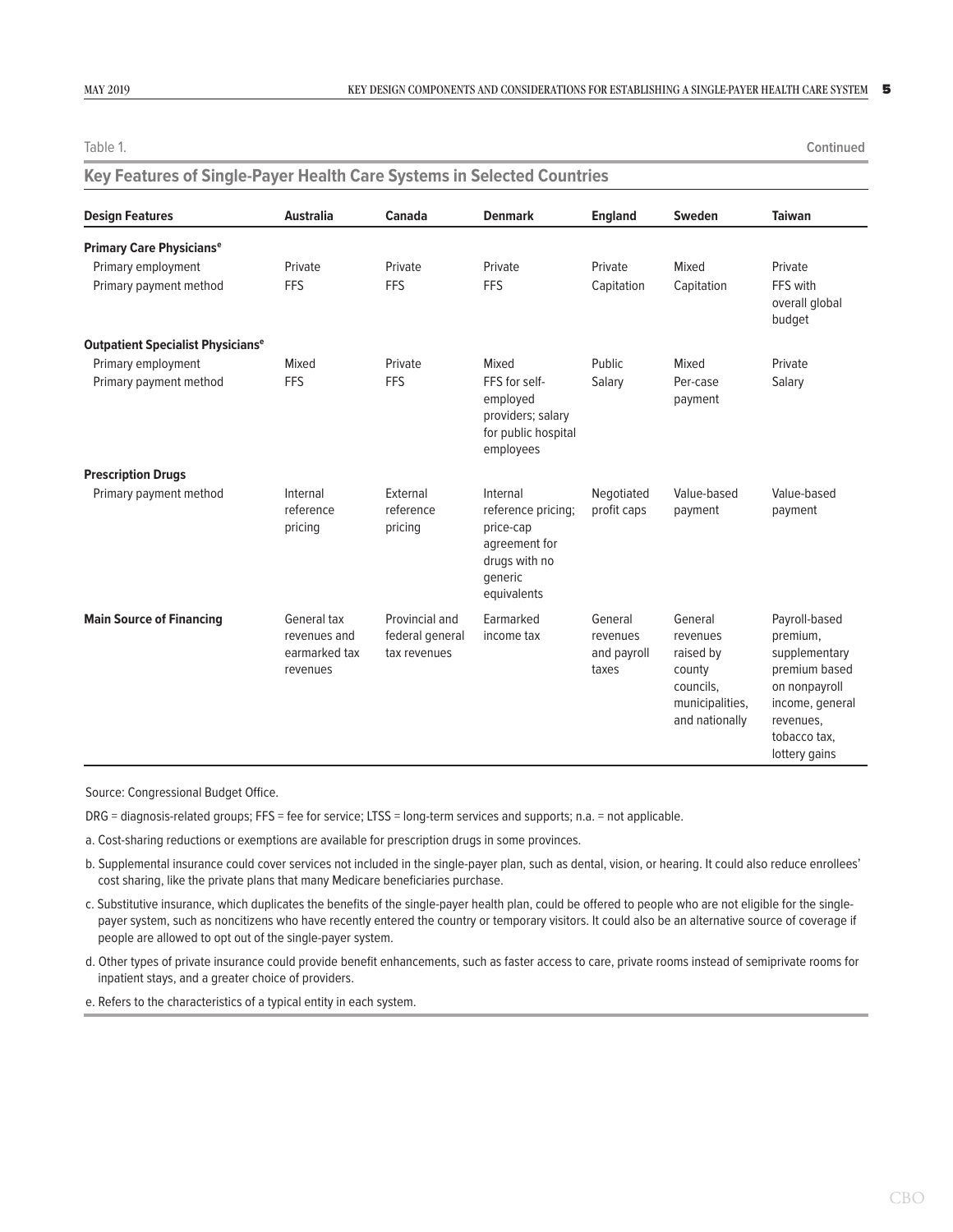Table 1. Continued

## Key Features of Single-Payer Health Care Systems in Selected Countries

| Design Features | Australia | Canada | Denmark | England | Sweden | Taiwan |
|---|---|---|---|---|---|---|
| **Primary Care Physicians**[e] | | | | | | |
| Primary employment | Private | Private | Private | Private | Mixed | Private |
| Primary payment method | FFS | FFS | FFS | Capitation | Capitation | FFS with overall global budget |
| **Outpatient Specialist Physicians**[e] | | | | | | |
| Primary employment | Mixed | Private | Mixed | Public | Mixed | Private |
| Primary payment method | FFS | FFS | FFS for self-employed providers; salary for public hospital employees | Salary | Per-case payment | Salary |
| **Prescription Drugs** | | | | | | |
| Primary payment method | Internal reference pricing | External reference pricing | Internal reference pricing; price-cap agreement for drugs with no generic equivalents | Negotiated profit caps | Value-based payment | Value-based payment |
| **Main Source of Financing** | General tax revenues and earmarked tax revenues | Provincial and federal general tax revenues | Earmarked income tax | General revenues and payroll taxes | General revenues raised by county councils, municipalities, and nationally | Payroll-based premium, supplementary premium based on nonpayroll income, general revenues, tobacco tax, lottery gains |

Source: Congressional Budget Office.

DRG = diagnosis-related groups; FFS = fee for service; LTSS = long-term services and supports; n.a. = not applicable.

a. Cost-sharing reductions or exemptions are available for prescription drugs in some provinces.

b. Supplemental insurance could cover services not included in the single-payer plan, such as dental, vision, or hearing. It could also reduce enrollees' cost sharing, like the private plans that many Medicare beneficiaries purchase.

c. Substitutive insurance, which duplicates the benefits of the single-payer health plan, could be offered to people who are not eligible for the single-payer system, such as noncitizens who have recently entered the country or temporary visitors. It could also be an alternative source of coverage if people are allowed to opt out of the single-payer system.

d. Other types of private insurance could provide benefit enhancements, such as faster access to care, private rooms instead of semiprivate rooms for inpatient stays, and a greater choice of providers.

e. Refers to the characteristics of a typical entity in each system.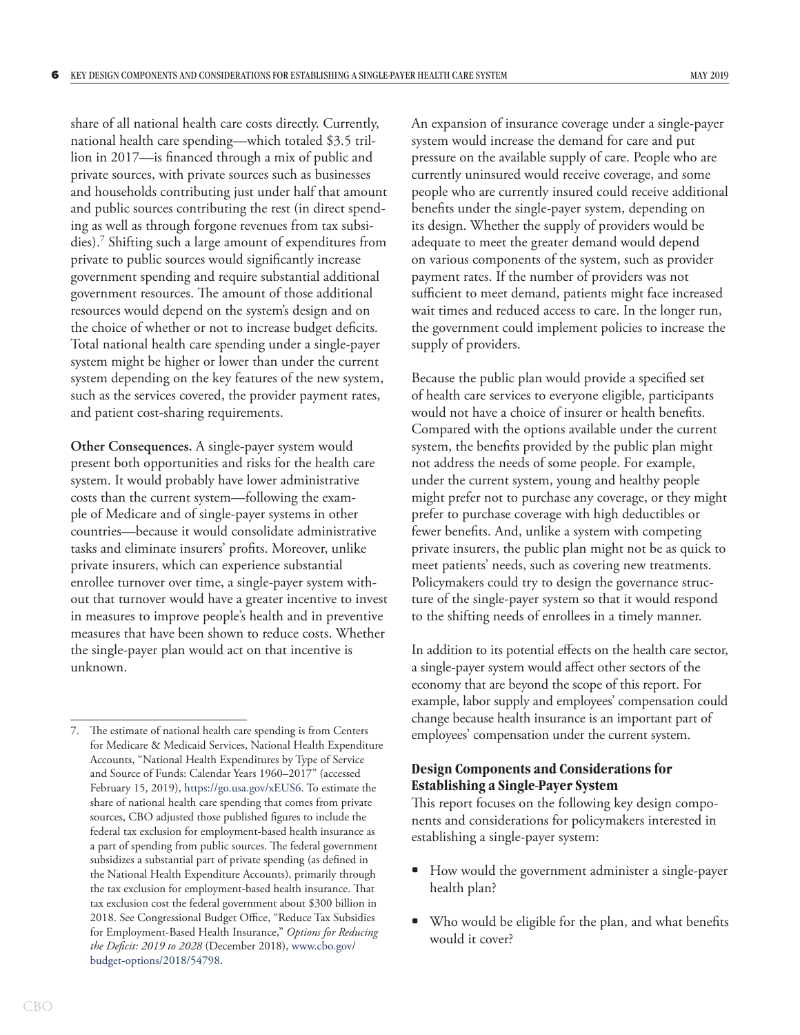share of all national health care costs directly. Currently, national health care spending—which totaled $3.5 trillion in 2017—is financed through a mix of public and private sources, with private sources such as businesses and households contributing just under half that amount and public sources contributing the rest (in direct spending as well as through forgone revenues from tax subsidies).[7] Shifting such a large amount of expenditures from private to public sources would significantly increase government spending and require substantial additional government resources. The amount of those additional resources would depend on the system's design and on the choice of whether or not to increase budget deficits. Total national health care spending under a single-payer system might be higher or lower than under the current system depending on the key features of the new system, such as the services covered, the provider payment rates, and patient cost-sharing requirements.

**Other Consequences.** A single-payer system would present both opportunities and risks for the health care system. It would probably have lower administrative costs than the current system—following the example of Medicare and of single-payer systems in other countries—because it would consolidate administrative tasks and eliminate insurers' profits. Moreover, unlike private insurers, which can experience substantial enrollee turnover over time, a single-payer system without that turnover would have a greater incentive to invest in measures to improve people's health and in preventive measures that have been shown to reduce costs. Whether the single-payer plan would act on that incentive is unknown.

An expansion of insurance coverage under a single-payer system would increase the demand for care and put pressure on the available supply of care. People who are currently uninsured would receive coverage, and some people who are currently insured could receive additional benefits under the single-payer system, depending on its design. Whether the supply of providers would be adequate to meet the greater demand would depend on various components of the system, such as provider payment rates. If the number of providers was not sufficient to meet demand, patients might face increased wait times and reduced access to care. In the longer run, the government could implement policies to increase the supply of providers.

Because the public plan would provide a specified set of health care services to everyone eligible, participants would not have a choice of insurer or health benefits. Compared with the options available under the current system, the benefits provided by the public plan might not address the needs of some people. For example, under the current system, young and healthy people might prefer not to purchase any coverage, or they might prefer to purchase coverage with high deductibles or fewer benefits. And, unlike a system with competing private insurers, the public plan might not be as quick to meet patients' needs, such as covering new treatments. Policymakers could try to design the governance structure of the single-payer system so that it would respond to the shifting needs of enrollees in a timely manner.

In addition to its potential effects on the health care sector, a single-payer system would affect other sectors of the economy that are beyond the scope of this report. For example, labor supply and employees' compensation could change because health insurance is an important part of employees' compensation under the current system.

### Design Components and Considerations for Establishing a Single-Payer System

This report focuses on the following key design components and considerations for policymakers interested in establishing a single-payer system:

- How would the government administer a single-payer health plan?
- Who would be eligible for the plan, and what benefits would it cover?

---

7. The estimate of national health care spending is from Centers for Medicare & Medicaid Services, National Health Expenditure Accounts, "National Health Expenditures by Type of Service and Source of Funds: Calendar Years 1960–2017" (accessed February 15, 2019), https://go.usa.gov/xEUS6. To estimate the share of national health care spending that comes from private sources, CBO adjusted those published figures to include the federal tax exclusion for employment-based health insurance as a part of spending from public sources. The federal government subsidizes a substantial part of private spending (as defined in the National Health Expenditure Accounts), primarily through the tax exclusion for employment-based health insurance. That tax exclusion cost the federal government about $300 billion in 2018. See Congressional Budget Office, "Reduce Tax Subsidies for Employment-Based Health Insurance," *Options for Reducing the Deficit: 2019 to 2028* (December 2018), www.cbo.gov/budget-options/2018/54798.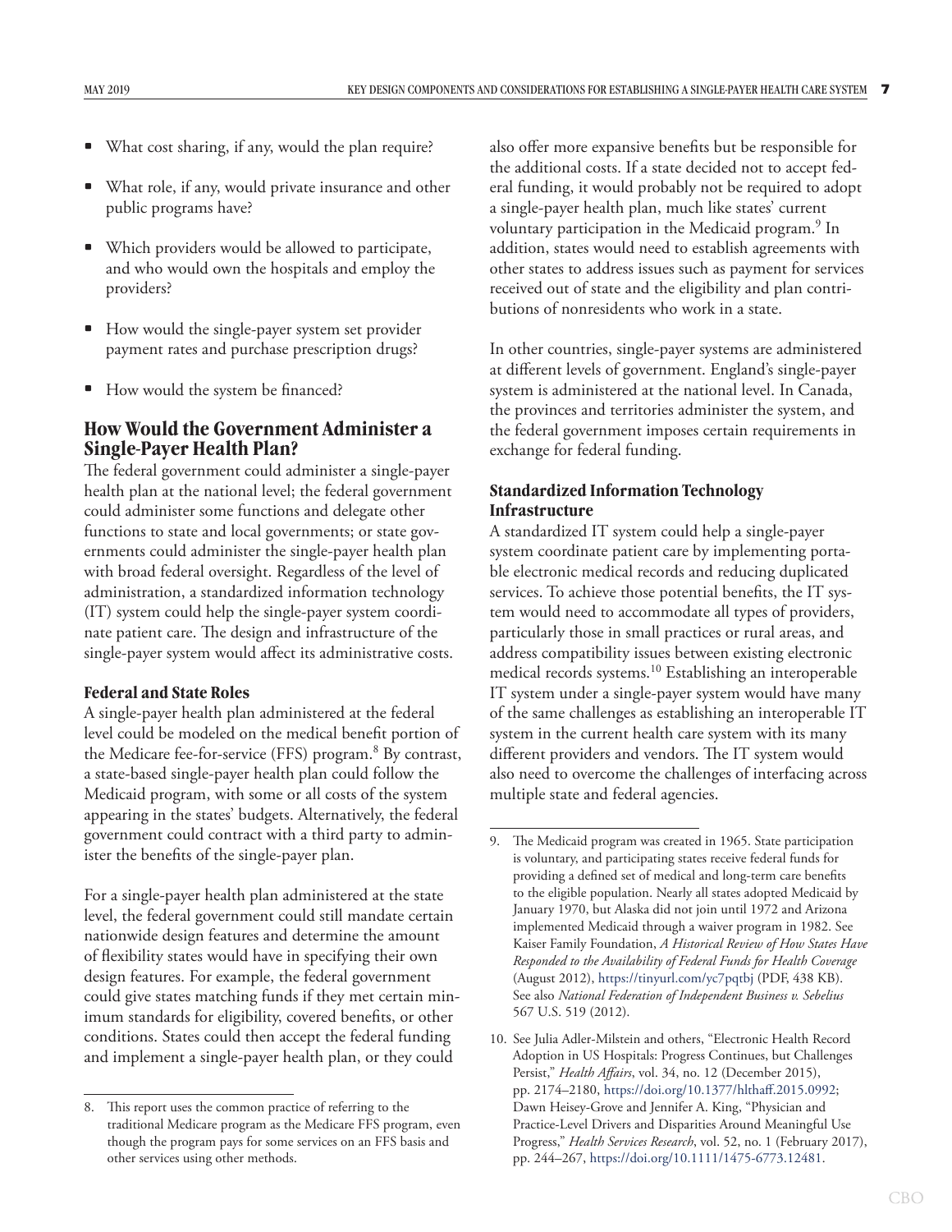- What cost sharing, if any, would the plan require?
- What role, if any, would private insurance and other public programs have?
- Which providers would be allowed to participate, and who would own the hospitals and employ the providers?
- How would the single-payer system set provider payment rates and purchase prescription drugs?
- How would the system be financed?

## How Would the Government Administer a Single-Payer Health Plan?

The federal government could administer a single-payer health plan at the national level; the federal government could administer some functions and delegate other functions to state and local governments; or state governments could administer the single-payer health plan with broad federal oversight. Regardless of the level of administration, a standardized information technology (IT) system could help the single-payer system coordinate patient care. The design and infrastructure of the single-payer system would affect its administrative costs.

### Federal and State Roles

A single-payer health plan administered at the federal level could be modeled on the medical benefit portion of the Medicare fee-for-service (FFS) program.[8] By contrast, a state-based single-payer health plan could follow the Medicaid program, with some or all costs of the system appearing in the states' budgets. Alternatively, the federal government could contract with a third party to administer the benefits of the single-payer plan.

For a single-payer health plan administered at the state level, the federal government could still mandate certain nationwide design features and determine the amount of flexibility states would have in specifying their own design features. For example, the federal government could give states matching funds if they met certain minimum standards for eligibility, covered benefits, or other conditions. States could then accept the federal funding and implement a single-payer health plan, or they could also offer more expansive benefits but be responsible for the additional costs. If a state decided not to accept federal funding, it would probably not be required to adopt a single-payer health plan, much like states' current voluntary participation in the Medicaid program.[9] In addition, states would need to establish agreements with other states to address issues such as payment for services received out of state and the eligibility and plan contributions of nonresidents who work in a state.

In other countries, single-payer systems are administered at different levels of government. England's single-payer system is administered at the national level. In Canada, the provinces and territories administer the system, and the federal government imposes certain requirements in exchange for federal funding.

### Standardized Information Technology Infrastructure

A standardized IT system could help a single-payer system coordinate patient care by implementing portable electronic medical records and reducing duplicated services. To achieve those potential benefits, the IT system would need to accommodate all types of providers, particularly those in small practices or rural areas, and address compatibility issues between existing electronic medical records systems.[10] Establishing an interoperable IT system under a single-payer system would have many of the same challenges as establishing an interoperable IT system in the current health care system with its many different providers and vendors. The IT system would also need to overcome the challenges of interfacing across multiple state and federal agencies.

---

8. This report uses the common practice of referring to the traditional Medicare program as the Medicare FFS program, even though the program pays for some services on an FFS basis and other services using other methods.

9. The Medicaid program was created in 1965. State participation is voluntary, and participating states receive federal funds for providing a defined set of medical and long-term care benefits to the eligible population. Nearly all states adopted Medicaid by January 1970, but Alaska did not join until 1972 and Arizona implemented Medicaid through a waiver program in 1982. See Kaiser Family Foundation, *A Historical Review of How States Have Responded to the Availability of Federal Funds for Health Coverage* (August 2012), https://tinyurl.com/yc7pqtbj (PDF, 438 KB). See also *National Federation of Independent Business v. Sebelius* 567 U.S. 519 (2012).

10. See Julia Adler-Milstein and others, "Electronic Health Record Adoption in US Hospitals: Progress Continues, but Challenges Persist," *Health Affairs*, vol. 34, no. 12 (December 2015), pp. 2174–2180, https://doi.org/10.1377/hlthaff.2015.0992; Dawn Heisey-Grove and Jennifer A. King, "Physician and Practice-Level Drivers and Disparities Around Meaningful Use Progress," *Health Services Research*, vol. 52, no. 1 (February 2017), pp. 244–267, https://doi.org/10.1111/1475-6773.12481.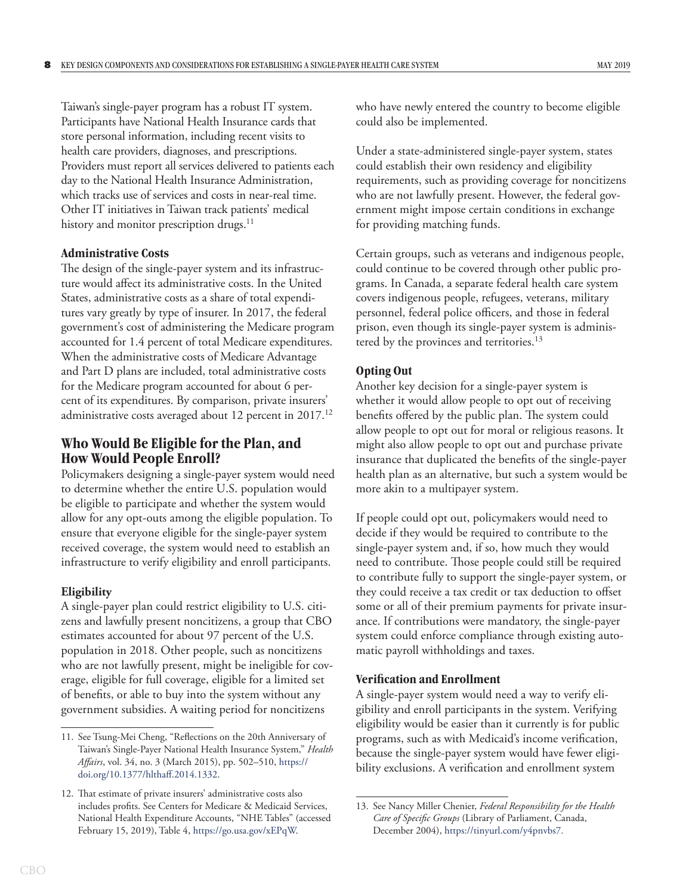Taiwan's single-payer program has a robust IT system. Participants have National Health Insurance cards that store personal information, including recent visits to health care providers, diagnoses, and prescriptions. Providers must report all services delivered to patients each day to the National Health Insurance Administration, which tracks use of services and costs in near-real time. Other IT initiatives in Taiwan track patients' medical history and monitor prescription drugs.[11]

### Administrative Costs

The design of the single-payer system and its infrastructure would affect its administrative costs. In the United States, administrative costs as a share of total expenditures vary greatly by type of insurer. In 2017, the federal government's cost of administering the Medicare program accounted for 1.4 percent of total Medicare expenditures. When the administrative costs of Medicare Advantage and Part D plans are included, total administrative costs for the Medicare program accounted for about 6 percent of its expenditures. By comparison, private insurers' administrative costs averaged about 12 percent in 2017.[12]

## Who Would Be Eligible for the Plan, and How Would People Enroll?

Policymakers designing a single-payer system would need to determine whether the entire U.S. population would be eligible to participate and whether the system would allow for any opt-outs among the eligible population. To ensure that everyone eligible for the single-payer system received coverage, the system would need to establish an infrastructure to verify eligibility and enroll participants.

### Eligibility

A single-payer plan could restrict eligibility to U.S. citizens and lawfully present noncitizens, a group that CBO estimates accounted for about 97 percent of the U.S. population in 2018. Other people, such as noncitizens who are not lawfully present, might be ineligible for coverage, eligible for full coverage, eligible for a limited set of benefits, or able to buy into the system without any government subsidies. A waiting period for noncitizens who have newly entered the country to become eligible could also be implemented.

Under a state-administered single-payer system, states could establish their own residency and eligibility requirements, such as providing coverage for noncitizens who are not lawfully present. However, the federal government might impose certain conditions in exchange for providing matching funds.

Certain groups, such as veterans and indigenous people, could continue to be covered through other public programs. In Canada, a separate federal health care system covers indigenous people, refugees, veterans, military personnel, federal police officers, and those in federal prison, even though its single-payer system is administered by the provinces and territories.[13]

### Opting Out

Another key decision for a single-payer system is whether it would allow people to opt out of receiving benefits offered by the public plan. The system could allow people to opt out for moral or religious reasons. It might also allow people to opt out and purchase private insurance that duplicated the benefits of the single-payer health plan as an alternative, but such a system would be more akin to a multipayer system.

If people could opt out, policymakers would need to decide if they would be required to contribute to the single-payer system and, if so, how much they would need to contribute. Those people could still be required to contribute fully to support the single-payer system, or they could receive a tax credit or tax deduction to offset some or all of their premium payments for private insurance. If contributions were mandatory, the single-payer system could enforce compliance through existing automatic payroll withholdings and taxes.

### Verification and Enrollment

A single-payer system would need a way to verify eligibility and enroll participants in the system. Verifying eligibility would be easier than it currently is for public programs, such as with Medicaid's income verification, because the single-payer system would have fewer eligibility exclusions. A verification and enrollment system

---

11. See Tsung-Mei Cheng, "Reflections on the 20th Anniversary of Taiwan's Single-Payer National Health Insurance System," *Health Affairs*, vol. 34, no. 3 (March 2015), pp. 502–510, https://doi.org/10.1377/hlthaff.2014.1332.

12. That estimate of private insurers' administrative costs also includes profits. See Centers for Medicare & Medicaid Services, National Health Expenditure Accounts, "NHE Tables" (accessed February 15, 2019), Table 4, https://go.usa.gov/xEPqW.

13. See Nancy Miller Chenier, *Federal Responsibility for the Health Care of Specific Groups* (Library of Parliament, Canada, December 2004), https://tinyurl.com/y4pnvbs7.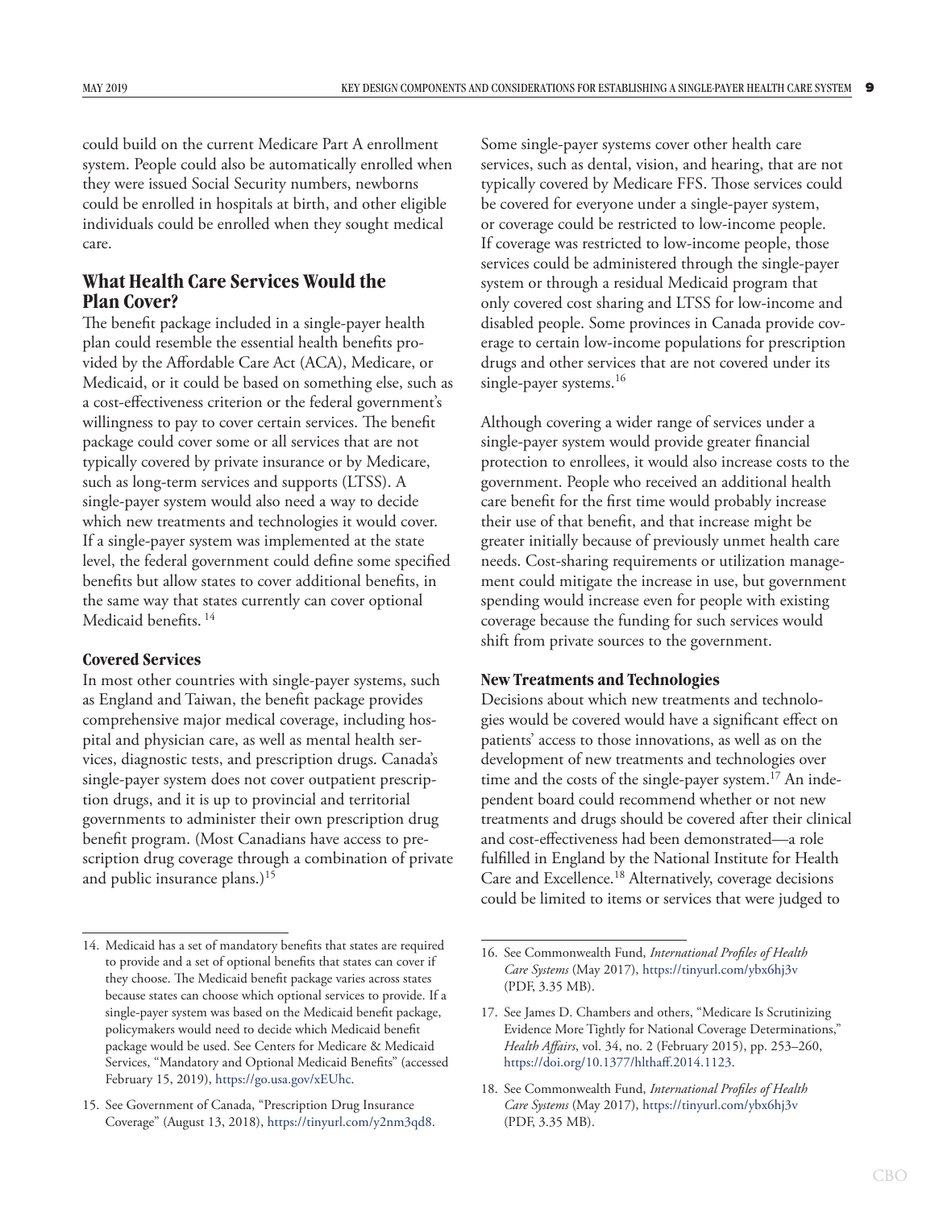could build on the current Medicare Part A enrollment system. People could also be automatically enrolled when they were issued Social Security numbers, newborns could be enrolled in hospitals at birth, and other eligible individuals could be enrolled when they sought medical care.

## What Health Care Services Would the Plan Cover?

The benefit package included in a single-payer health plan could resemble the essential health benefits provided by the Affordable Care Act (ACA), Medicare, or Medicaid, or it could be based on something else, such as a cost-effectiveness criterion or the federal government's willingness to pay to cover certain services. The benefit package could cover some or all services that are not typically covered by private insurance or by Medicare, such as long-term services and supports (LTSS). A single-payer system would also need a way to decide which new treatments and technologies it would cover. If a single-payer system was implemented at the state level, the federal government could define some specified benefits but allow states to cover additional benefits, in the same way that states currently can cover optional Medicaid benefits.[14]

### Covered Services

In most other countries with single-payer systems, such as England and Taiwan, the benefit package provides comprehensive major medical coverage, including hospital and physician care, as well as mental health services, diagnostic tests, and prescription drugs. Canada's single-payer system does not cover outpatient prescription drugs, and it is up to provincial and territorial governments to administer their own prescription drug benefit program. (Most Canadians have access to prescription drug coverage through a combination of private and public insurance plans.)[15]

Some single-payer systems cover other health care services, such as dental, vision, and hearing, that are not typically covered by Medicare FFS. Those services could be covered for everyone under a single-payer system, or coverage could be restricted to low-income people. If coverage was restricted to low-income people, those services could be administered through the single-payer system or through a residual Medicaid program that only covered cost sharing and LTSS for low-income and disabled people. Some provinces in Canada provide coverage to certain low-income populations for prescription drugs and other services that are not covered under its single-payer systems.[16]

Although covering a wider range of services under a single-payer system would provide greater financial protection to enrollees, it would also increase costs to the government. People who received an additional health care benefit for the first time would probably increase their use of that benefit, and that increase might be greater initially because of previously unmet health care needs. Cost-sharing requirements or utilization management could mitigate the increase in use, but government spending would increase even for people with existing coverage because the funding for such services would shift from private sources to the government.

### New Treatments and Technologies

Decisions about which new treatments and technologies would be covered would have a significant effect on patients' access to those innovations, as well as on the development of new treatments and technologies over time and the costs of the single-payer system.[17] An independent board could recommend whether or not new treatments and drugs should be covered after their clinical and cost-effectiveness had been demonstrated—a role fulfilled in England by the National Institute for Health Care and Excellence.[18] Alternatively, coverage decisions could be limited to items or services that were judged to

---

14. Medicaid has a set of mandatory benefits that states are required to provide and a set of optional benefits that states can cover if they choose. The Medicaid benefit package varies across states because states can choose which optional services to provide. If a single-payer system was based on the Medicaid benefit package, policymakers would need to decide which Medicaid benefit package would be used. See Centers for Medicare & Medicaid Services, "Mandatory and Optional Medicaid Benefits" (accessed February 15, 2019), https://go.usa.gov/xEUhc.

15. See Government of Canada, "Prescription Drug Insurance Coverage" (August 13, 2018), https://tinyurl.com/y2nm3qd8.

16. See Commonwealth Fund, *International Profiles of Health Care Systems* (May 2017), https://tinyurl.com/ybx6hj3v (PDF, 3.35 MB).

17. See James D. Chambers and others, "Medicare Is Scrutinizing Evidence More Tightly for National Coverage Determinations," *Health Affairs*, vol. 34, no. 2 (February 2015), pp. 253–260, https://doi.org/10.1377/hlthaff.2014.1123.

18. See Commonwealth Fund, *International Profiles of Health Care Systems* (May 2017), https://tinyurl.com/ybx6hj3v (PDF, 3.35 MB).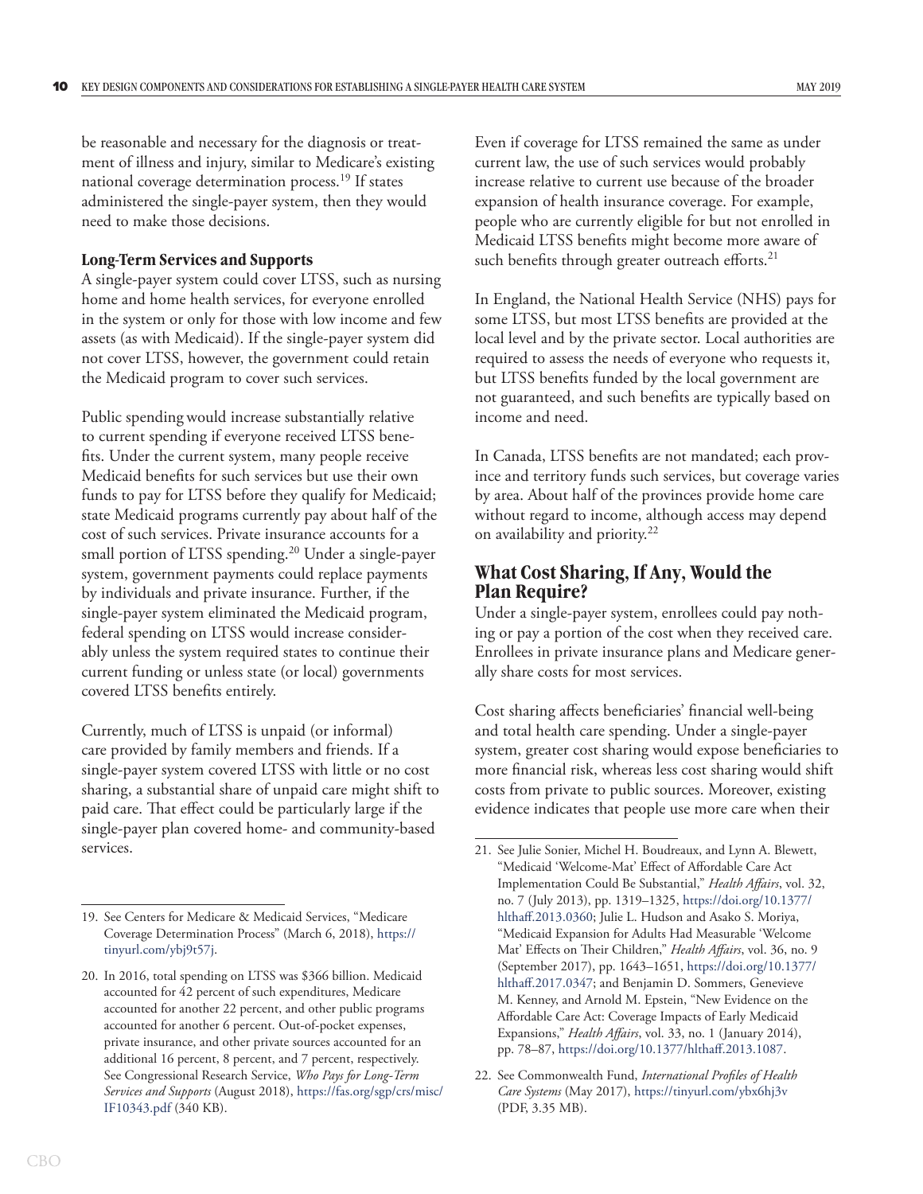be reasonable and necessary for the diagnosis or treatment of illness and injury, similar to Medicare's existing national coverage determination process.[19] If states administered the single-payer system, then they would need to make those decisions.

### Long-Term Services and Supports

A single-payer system could cover LTSS, such as nursing home and home health services, for everyone enrolled in the system or only for those with low income and few assets (as with Medicaid). If the single-payer system did not cover LTSS, however, the government could retain the Medicaid program to cover such services.

Public spending would increase substantially relative to current spending if everyone received LTSS benefits. Under the current system, many people receive Medicaid benefits for such services but use their own funds to pay for LTSS before they qualify for Medicaid; state Medicaid programs currently pay about half of the cost of such services. Private insurance accounts for a small portion of LTSS spending.[20] Under a single-payer system, government payments could replace payments by individuals and private insurance. Further, if the single-payer system eliminated the Medicaid program, federal spending on LTSS would increase considerably unless the system required states to continue their current funding or unless state (or local) governments covered LTSS benefits entirely.

Currently, much of LTSS is unpaid (or informal) care provided by family members and friends. If a single-payer system covered LTSS with little or no cost sharing, a substantial share of unpaid care might shift to paid care. That effect could be particularly large if the single-payer plan covered home- and community-based services.

Even if coverage for LTSS remained the same as under current law, the use of such services would probably increase relative to current use because of the broader expansion of health insurance coverage. For example, people who are currently eligible for but not enrolled in Medicaid LTSS benefits might become more aware of such benefits through greater outreach efforts.[21]

In England, the National Health Service (NHS) pays for some LTSS, but most LTSS benefits are provided at the local level and by the private sector. Local authorities are required to assess the needs of everyone who requests it, but LTSS benefits funded by the local government are not guaranteed, and such benefits are typically based on income and need.

In Canada, LTSS benefits are not mandated; each province and territory funds such services, but coverage varies by area. About half of the provinces provide home care without regard to income, although access may depend on availability and priority.[22]

## What Cost Sharing, If Any, Would the Plan Require?

Under a single-payer system, enrollees could pay nothing or pay a portion of the cost when they received care. Enrollees in private insurance plans and Medicare generally share costs for most services.

Cost sharing affects beneficiaries' financial well-being and total health care spending. Under a single-payer system, greater cost sharing would expose beneficiaries to more financial risk, whereas less cost sharing would shift costs from private to public sources. Moreover, existing evidence indicates that people use more care when their

---

19. See Centers for Medicare & Medicaid Services, "Medicare Coverage Determination Process" (March 6, 2018), https://tinyurl.com/ybj9t57j.

20. In 2016, total spending on LTSS was $366 billion. Medicaid accounted for 42 percent of such expenditures, Medicare accounted for another 22 percent, and other public programs accounted for another 6 percent. Out-of-pocket expenses, private insurance, and other private sources accounted for an additional 16 percent, 8 percent, and 7 percent, respectively. See Congressional Research Service, *Who Pays for Long-Term Services and Supports* (August 2018), https://fas.org/sgp/crs/misc/IF10343.pdf (340 KB).

21. See Julie Sonier, Michel H. Boudreaux, and Lynn A. Blewett, "Medicaid 'Welcome-Mat' Effect of Affordable Care Act Implementation Could Be Substantial," *Health Affairs*, vol. 32, no. 7 (July 2013), pp. 1319–1325, https://doi.org/10.1377/hlthaff.2013.0360; Julie L. Hudson and Asako S. Moriya, "Medicaid Expansion for Adults Had Measurable 'Welcome Mat' Effects on Their Children," *Health Affairs*, vol. 36, no. 9 (September 2017), pp. 1643–1651, https://doi.org/10.1377/hlthaff.2017.0347; and Benjamin D. Sommers, Genevieve M. Kenney, and Arnold M. Epstein, "New Evidence on the Affordable Care Act: Coverage Impacts of Early Medicaid Expansions," *Health Affairs*, vol. 33, no. 1 (January 2014), pp. 78–87, https://doi.org/10.1377/hlthaff.2013.1087.

22. See Commonwealth Fund, *International Profiles of Health Care Systems* (May 2017), https://tinyurl.com/ybx6hj3v (PDF, 3.35 MB).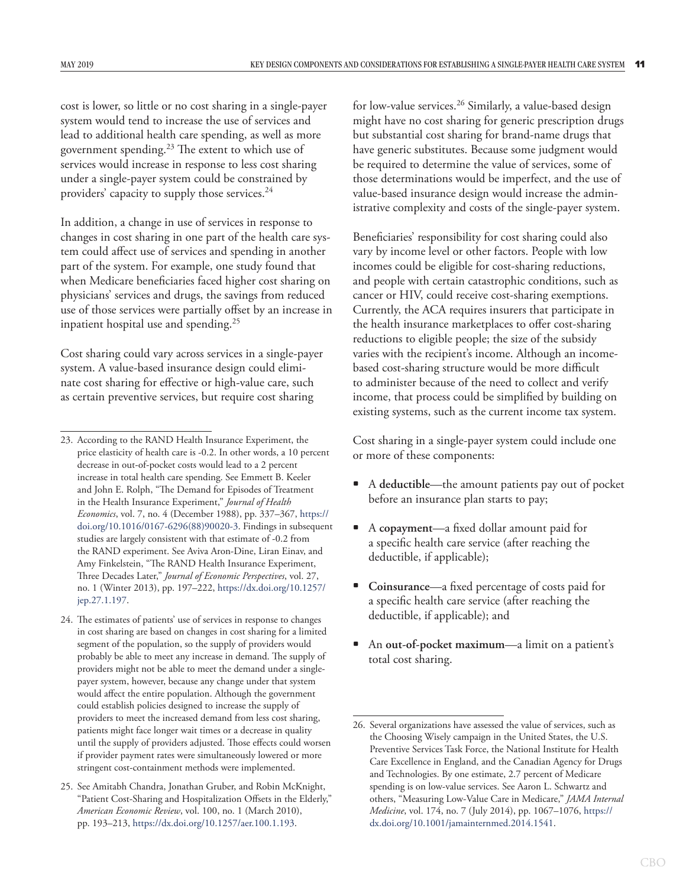cost is lower, so little or no cost sharing in a single-payer system would tend to increase the use of services and lead to additional health care spending, as well as more government spending.[23] The extent to which use of services would increase in response to less cost sharing under a single-payer system could be constrained by providers' capacity to supply those services.[24]

In addition, a change in use of services in response to changes in cost sharing in one part of the health care system could affect use of services and spending in another part of the system. For example, one study found that when Medicare beneficiaries faced higher cost sharing on physicians' services and drugs, the savings from reduced use of those services were partially offset by an increase in inpatient hospital use and spending.[25]

Cost sharing could vary across services in a single-payer system. A value-based insurance design could eliminate cost sharing for effective or high-value care, such as certain preventive services, but require cost sharing for low-value services.[26] Similarly, a value-based design might have no cost sharing for generic prescription drugs but substantial cost sharing for brand-name drugs that have generic substitutes. Because some judgment would be required to determine the value of services, some of those determinations would be imperfect, and the use of value-based insurance design would increase the administrative complexity and costs of the single-payer system.

Beneficiaries' responsibility for cost sharing could also vary by income level or other factors. People with low incomes could be eligible for cost-sharing reductions, and people with certain catastrophic conditions, such as cancer or HIV, could receive cost-sharing exemptions. Currently, the ACA requires insurers that participate in the health insurance marketplaces to offer cost-sharing reductions to eligible people; the size of the subsidy varies with the recipient's income. Although an income-based cost-sharing structure would be more difficult to administer because of the need to collect and verify income, that process could be simplified by building on existing systems, such as the current income tax system.

Cost sharing in a single-payer system could include one or more of these components:

- A **deductible**—the amount patients pay out of pocket before an insurance plan starts to pay;
- A **copayment**—a fixed dollar amount paid for a specific health care service (after reaching the deductible, if applicable);
- **Coinsurance**—a fixed percentage of costs paid for a specific health care service (after reaching the deductible, if applicable); and
- An **out-of-pocket maximum**—a limit on a patient's total cost sharing.

---

23. According to the RAND Health Insurance Experiment, the price elasticity of health care is -0.2. In other words, a 10 percent decrease in out-of-pocket costs would lead to a 2 percent increase in total health care spending. See Emmett B. Keeler and John E. Rolph, "The Demand for Episodes of Treatment in the Health Insurance Experiment," *Journal of Health Economics*, vol. 7, no. 4 (December 1988), pp. 337–367, https://doi.org/10.1016/0167-6296(88)90020-3. Findings in subsequent studies are largely consistent with that estimate of -0.2 from the RAND experiment. See Aviva Aron-Dine, Liran Einav, and Amy Finkelstein, "The RAND Health Insurance Experiment, Three Decades Later," *Journal of Economic Perspectives*, vol. 27, no. 1 (Winter 2013), pp. 197–222, https://dx.doi.org/10.1257/jep.27.1.197.

24. The estimates of patients' use of services in response to changes in cost sharing are based on changes in cost sharing for a limited segment of the population, so the supply of providers would probably be able to meet any increase in demand. The supply of providers might not be able to meet the demand under a single-payer system, however, because any change under that system would affect the entire population. Although the government could establish policies designed to increase the supply of providers to meet the increased demand from less cost sharing, patients might face longer wait times or a decrease in quality until the supply of providers adjusted. Those effects could worsen if provider payment rates were simultaneously lowered or more stringent cost-containment methods were implemented.

25. See Amitabh Chandra, Jonathan Gruber, and Robin McKnight, "Patient Cost-Sharing and Hospitalization Offsets in the Elderly," *American Economic Review*, vol. 100, no. 1 (March 2010), pp. 193–213, https://dx.doi.org/10.1257/aer.100.1.193.

26. Several organizations have assessed the value of services, such as the Choosing Wisely campaign in the United States, the U.S. Preventive Services Task Force, the National Institute for Health Care Excellence in England, and the Canadian Agency for Drugs and Technologies. By one estimate, 2.7 percent of Medicare spending is on low-value services. See Aaron L. Schwartz and others, "Measuring Low-Value Care in Medicare," *JAMA Internal Medicine*, vol. 174, no. 7 (July 2014), pp. 1067–1076, https://dx.doi.org/10.1001/jamainternmed.2014.1541.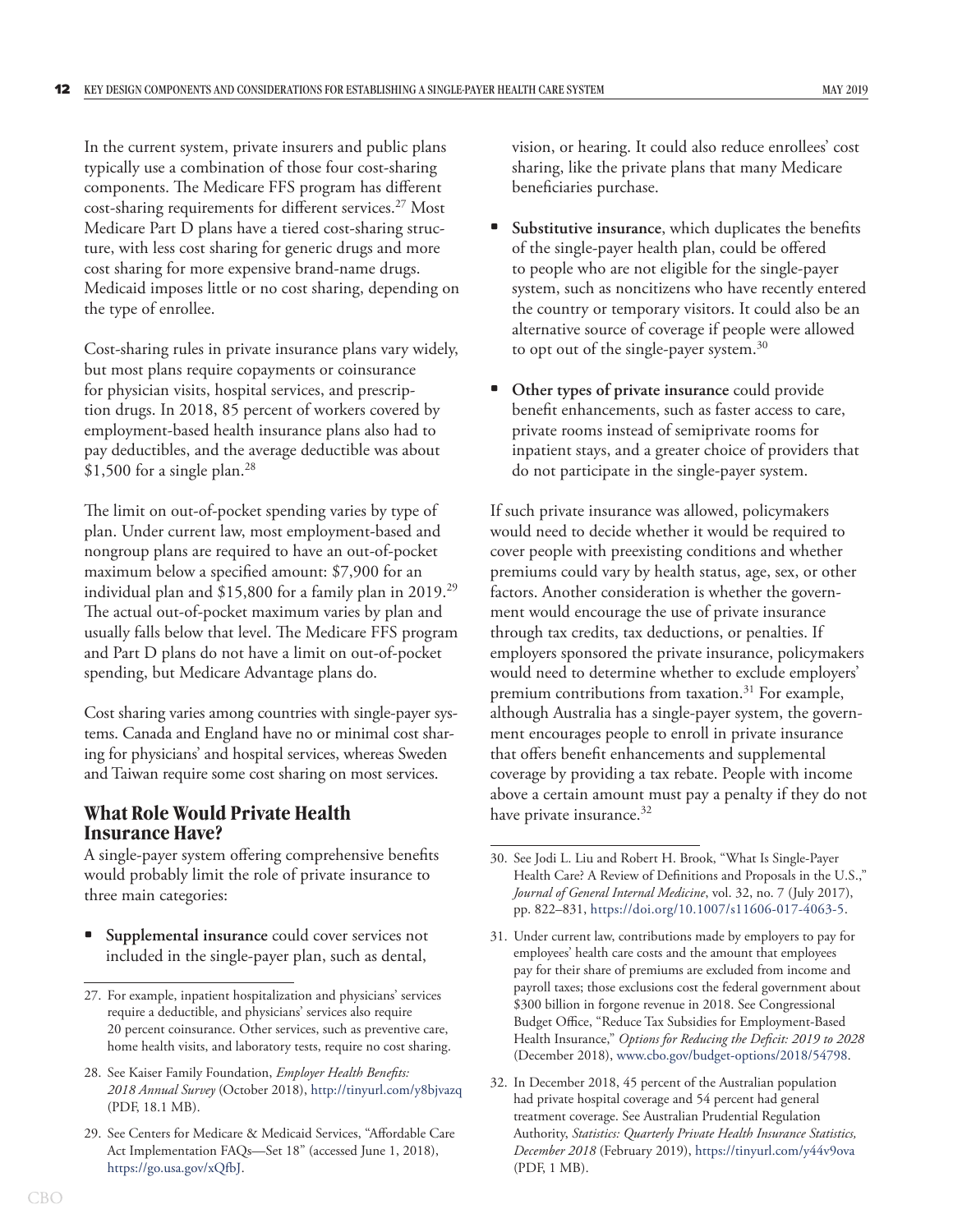In the current system, private insurers and public plans typically use a combination of those four cost-sharing components. The Medicare FFS program has different cost-sharing requirements for different services.[27] Most Medicare Part D plans have a tiered cost-sharing structure, with less cost sharing for generic drugs and more cost sharing for more expensive brand-name drugs. Medicaid imposes little or no cost sharing, depending on the type of enrollee.

Cost-sharing rules in private insurance plans vary widely, but most plans require copayments or coinsurance for physician visits, hospital services, and prescription drugs. In 2018, 85 percent of workers covered by employment-based health insurance plans also had to pay deductibles, and the average deductible was about $1,500 for a single plan.[28]

The limit on out-of-pocket spending varies by type of plan. Under current law, most employment-based and nongroup plans are required to have an out-of-pocket maximum below a specified amount: $7,900 for an individual plan and $15,800 for a family plan in 2019.[29] The actual out-of-pocket maximum varies by plan and usually falls below that level. The Medicare FFS program and Part D plans do not have a limit on out-of-pocket spending, but Medicare Advantage plans do.

Cost sharing varies among countries with single-payer systems. Canada and England have no or minimal cost sharing for physicians' and hospital services, whereas Sweden and Taiwan require some cost sharing on most services.

## What Role Would Private Health Insurance Have?

A single-payer system offering comprehensive benefits would probably limit the role of private insurance to three main categories:

- **Supplemental insurance** could cover services not included in the single-payer plan, such as dental, vision, or hearing. It could also reduce enrollees' cost sharing, like the private plans that many Medicare beneficiaries purchase.
- **Substitutive insurance**, which duplicates the benefits of the single-payer health plan, could be offered to people who are not eligible for the single-payer system, such as noncitizens who have recently entered the country or temporary visitors. It could also be an alternative source of coverage if people were allowed to opt out of the single-payer system.[30]
- **Other types of private insurance** could provide benefit enhancements, such as faster access to care, private rooms instead of semiprivate rooms for inpatient stays, and a greater choice of providers that do not participate in the single-payer system.

If such private insurance was allowed, policymakers would need to decide whether it would be required to cover people with preexisting conditions and whether premiums could vary by health status, age, sex, or other factors. Another consideration is whether the government would encourage the use of private insurance through tax credits, tax deductions, or penalties. If employers sponsored the private insurance, policymakers would need to determine whether to exclude employers' premium contributions from taxation.[31] For example, although Australia has a single-payer system, the government encourages people to enroll in private insurance that offers benefit enhancements and supplemental coverage by providing a tax rebate. People with income above a certain amount must pay a penalty if they do not have private insurance.[32]

---

27. For example, inpatient hospitalization and physicians' services require a deductible, and physicians' services also require 20 percent coinsurance. Other services, such as preventive care, home health visits, and laboratory tests, require no cost sharing.

28. See Kaiser Family Foundation, *Employer Health Benefits: 2018 Annual Survey* (October 2018), http://tinyurl.com/y8bjvazq (PDF, 18.1 MB).

29. See Centers for Medicare & Medicaid Services, "Affordable Care Act Implementation FAQs—Set 18" (accessed June 1, 2018), https://go.usa.gov/xQfbJ.

30. See Jodi L. Liu and Robert H. Brook, "What Is Single-Payer Health Care? A Review of Definitions and Proposals in the U.S.," *Journal of General Internal Medicine*, vol. 32, no. 7 (July 2017), pp. 822–831, https://doi.org/10.1007/s11606-017-4063-5.

31. Under current law, contributions made by employers to pay for employees' health care costs and the amount that employees pay for their share of premiums are excluded from income and payroll taxes; those exclusions cost the federal government about $300 billion in forgone revenue in 2018. See Congressional Budget Office, "Reduce Tax Subsidies for Employment-Based Health Insurance," *Options for Reducing the Deficit: 2019 to 2028* (December 2018), www.cbo.gov/budget-options/2018/54798.

32. In December 2018, 45 percent of the Australian population had private hospital coverage and 54 percent had general treatment coverage. See Australian Prudential Regulation Authority, *Statistics: Quarterly Private Health Insurance Statistics, December 2018* (February 2019), https://tinyurl.com/y44v9ova (PDF, 1 MB).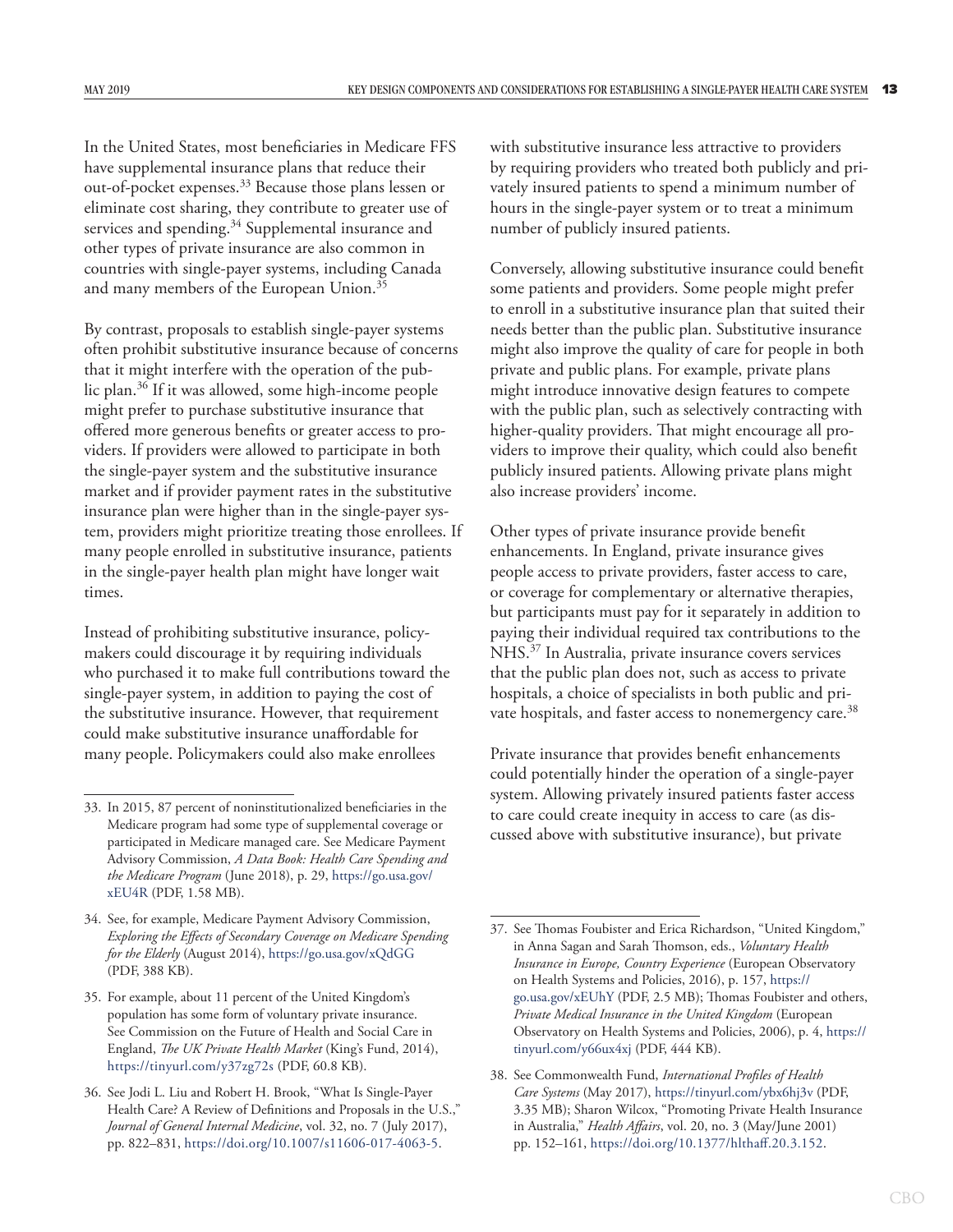In the United States, most beneficiaries in Medicare FFS have supplemental insurance plans that reduce their out-of-pocket expenses.[33] Because those plans lessen or eliminate cost sharing, they contribute to greater use of services and spending.[34] Supplemental insurance and other types of private insurance are also common in countries with single-payer systems, including Canada and many members of the European Union.[35]

By contrast, proposals to establish single-payer systems often prohibit substitutive insurance because of concerns that it might interfere with the operation of the public plan.[36] If it was allowed, some high-income people might prefer to purchase substitutive insurance that offered more generous benefits or greater access to providers. If providers were allowed to participate in both the single-payer system and the substitutive insurance market and if provider payment rates in the substitutive insurance plan were higher than in the single-payer system, providers might prioritize treating those enrollees. If many people enrolled in substitutive insurance, patients in the single-payer health plan might have longer wait times.

Instead of prohibiting substitutive insurance, policymakers could discourage it by requiring individuals who purchased it to make full contributions toward the single-payer system, in addition to paying the cost of the substitutive insurance. However, that requirement could make substitutive insurance unaffordable for many people. Policymakers could also make enrollees with substitutive insurance less attractive to providers by requiring providers who treated both publicly and privately insured patients to spend a minimum number of hours in the single-payer system or to treat a minimum number of publicly insured patients.

Conversely, allowing substitutive insurance could benefit some patients and providers. Some people might prefer to enroll in a substitutive insurance plan that suited their needs better than the public plan. Substitutive insurance might also improve the quality of care for people in both private and public plans. For example, private plans might introduce innovative design features to compete with the public plan, such as selectively contracting with higher-quality providers. That might encourage all providers to improve their quality, which could also benefit publicly insured patients. Allowing private plans might also increase providers' income.

Other types of private insurance provide benefit enhancements. In England, private insurance gives people access to private providers, faster access to care, or coverage for complementary or alternative therapies, but participants must pay for it separately in addition to paying their individual required tax contributions to the NHS.[37] In Australia, private insurance covers services that the public plan does not, such as access to private hospitals, a choice of specialists in both public and private hospitals, and faster access to nonemergency care.[38]

Private insurance that provides benefit enhancements could potentially hinder the operation of a single-payer system. Allowing privately insured patients faster access to care could create inequity in access to care (as discussed above with substitutive insurance), but private

---

33. In 2015, 87 percent of noninstitutionalized beneficiaries in the Medicare program had some type of supplemental coverage or participated in Medicare managed care. See Medicare Payment Advisory Commission, *A Data Book: Health Care Spending and the Medicare Program* (June 2018), p. 29, https://go.usa.gov/xEU4R (PDF, 1.58 MB).

34. See, for example, Medicare Payment Advisory Commission, *Exploring the Effects of Secondary Coverage on Medicare Spending for the Elderly* (August 2014), https://go.usa.gov/xQdGG (PDF, 388 KB).

35. For example, about 11 percent of the United Kingdom's population has some form of voluntary private insurance. See Commission on the Future of Health and Social Care in England, *The UK Private Health Market* (King's Fund, 2014), https://tinyurl.com/y37zg72s (PDF, 60.8 KB).

36. See Jodi L. Liu and Robert H. Brook, "What Is Single-Payer Health Care? A Review of Definitions and Proposals in the U.S.," *Journal of General Internal Medicine*, vol. 32, no. 7 (July 2017), pp. 822–831, https://doi.org/10.1007/s11606-017-4063-5.

37. See Thomas Foubister and Erica Richardson, "United Kingdom," in Anna Sagan and Sarah Thomson, eds., *Voluntary Health Insurance in Europe, Country Experience* (European Observatory on Health Systems and Policies, 2016), p. 157, https://go.usa.gov/xEUhY (PDF, 2.5 MB); Thomas Foubister and others, *Private Medical Insurance in the United Kingdom* (European Observatory on Health Systems and Policies, 2006), p. 4, https://tinyurl.com/y66ux4xj (PDF, 444 KB).

38. See Commonwealth Fund, *International Profiles of Health Care Systems* (May 2017), https://tinyurl.com/ybx6hj3v (PDF, 3.35 MB); Sharon Wilcox, "Promoting Private Health Insurance in Australia," *Health Affairs*, vol. 20, no. 3 (May/June 2001) pp. 152–161, https://doi.org/10.1377/hlthaff.20.3.152.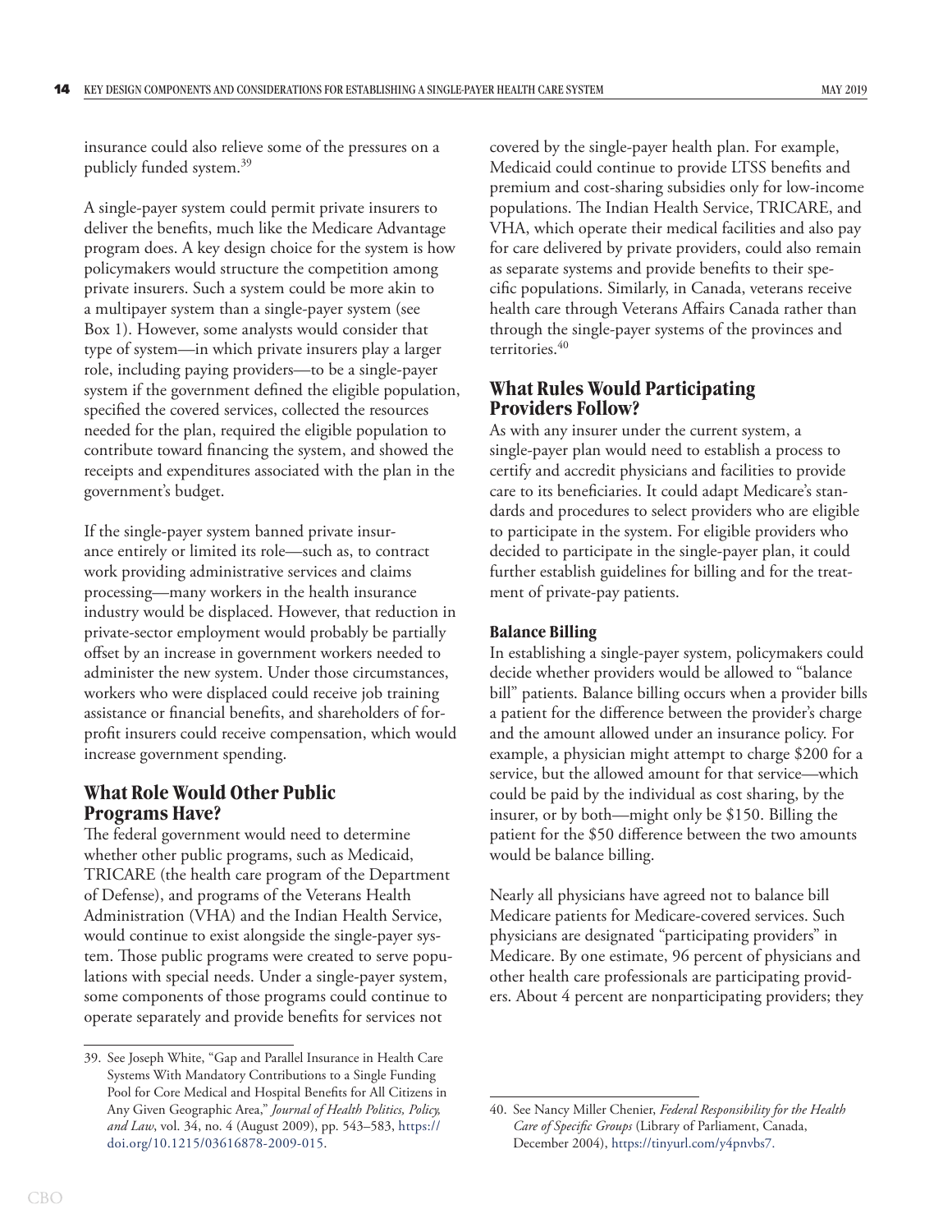insurance could also relieve some of the pressures on a publicly funded system.[39]

A single-payer system could permit private insurers to deliver the benefits, much like the Medicare Advantage program does. A key design choice for the system is how policymakers would structure the competition among private insurers. Such a system could be more akin to a multipayer system than a single-payer system (see Box 1). However, some analysts would consider that type of system—in which private insurers play a larger role, including paying providers—to be a single-payer system if the government defined the eligible population, specified the covered services, collected the resources needed for the plan, required the eligible population to contribute toward financing the system, and showed the receipts and expenditures associated with the plan in the government's budget.

If the single-payer system banned private insurance entirely or limited its role—such as, to contract work providing administrative services and claims processing—many workers in the health insurance industry would be displaced. However, that reduction in private-sector employment would probably be partially offset by an increase in government workers needed to administer the new system. Under those circumstances, workers who were displaced could receive job training assistance or financial benefits, and shareholders of for-profit insurers could receive compensation, which would increase government spending.

## What Role Would Other Public Programs Have?

The federal government would need to determine whether other public programs, such as Medicaid, TRICARE (the health care program of the Department of Defense), and programs of the Veterans Health Administration (VHA) and the Indian Health Service, would continue to exist alongside the single-payer system. Those public programs were created to serve populations with special needs. Under a single-payer system, some components of those programs could continue to operate separately and provide benefits for services not covered by the single-payer health plan. For example, Medicaid could continue to provide LTSS benefits and premium and cost-sharing subsidies only for low-income populations. The Indian Health Service, TRICARE, and VHA, which operate their medical facilities and also pay for care delivered by private providers, could also remain as separate systems and provide benefits to their specific populations. Similarly, in Canada, veterans receive health care through Veterans Affairs Canada rather than through the single-payer systems of the provinces and territories.[40]

## What Rules Would Participating Providers Follow?

As with any insurer under the current system, a single-payer plan would need to establish a process to certify and accredit physicians and facilities to provide care to its beneficiaries. It could adapt Medicare's standards and procedures to select providers who are eligible to participate in the system. For eligible providers who decided to participate in the single-payer plan, it could further establish guidelines for billing and for the treatment of private-pay patients.

### Balance Billing

In establishing a single-payer system, policymakers could decide whether providers would be allowed to "balance bill" patients. Balance billing occurs when a provider bills a patient for the difference between the provider's charge and the amount allowed under an insurance policy. For example, a physician might attempt to charge $200 for a service, but the allowed amount for that service—which could be paid by the individual as cost sharing, by the insurer, or by both—might only be $150. Billing the patient for the $50 difference between the two amounts would be balance billing.

Nearly all physicians have agreed not to balance bill Medicare patients for Medicare-covered services. Such physicians are designated "participating providers" in Medicare. By one estimate, 96 percent of physicians and other health care professionals are participating providers. About 4 percent are nonparticipating providers; they

---

39. See Joseph White, "Gap and Parallel Insurance in Health Care Systems With Mandatory Contributions to a Single Funding Pool for Core Medical and Hospital Benefits for All Citizens in Any Given Geographic Area," *Journal of Health Politics, Policy, and Law*, vol. 34, no. 4 (August 2009), pp. 543–583, https://doi.org/10.1215/03616878-2009-015.

40. See Nancy Miller Chenier, *Federal Responsibility for the Health Care of Specific Groups* (Library of Parliament, Canada, December 2004), https://tinyurl.com/y4pnvbs7.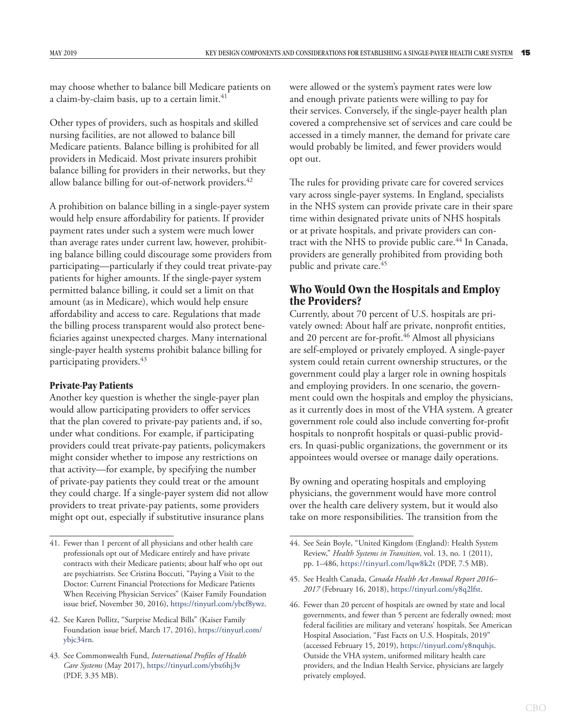may choose whether to balance bill Medicare patients on a claim-by-claim basis, up to a certain limit.[41]

Other types of providers, such as hospitals and skilled nursing facilities, are not allowed to balance bill Medicare patients. Balance billing is prohibited for all providers in Medicaid. Most private insurers prohibit balance billing for providers in their networks, but they allow balance billing for out-of-network providers.[42]

A prohibition on balance billing in a single-payer system would help ensure affordability for patients. If provider payment rates under such a system were much lower than average rates under current law, however, prohibiting balance billing could discourage some providers from participating—particularly if they could treat private-pay patients for higher amounts. If the single-payer system permitted balance billing, it could set a limit on that amount (as in Medicare), which would help ensure affordability and access to care. Regulations that made the billing process transparent would also protect beneficiaries against unexpected charges. Many international single-payer health systems prohibit balance billing for participating providers.[43]

### Private-Pay Patients

Another key question is whether the single-payer plan would allow participating providers to offer services that the plan covered to private-pay patients and, if so, under what conditions. For example, if participating providers could treat private-pay patients, policymakers might consider whether to impose any restrictions on that activity—for example, by specifying the number of private-pay patients they could treat or the amount they could charge. If a single-payer system did not allow providers to treat private-pay patients, some providers might opt out, especially if substitutive insurance plans were allowed or the system's payment rates were low and enough private patients were willing to pay for their services. Conversely, if the single-payer health plan covered a comprehensive set of services and care could be accessed in a timely manner, the demand for private care would probably be limited, and fewer providers would opt out.

The rules for providing private care for covered services vary across single-payer systems. In England, specialists in the NHS system can provide private care in their spare time within designated private units of NHS hospitals or at private hospitals, and private providers can contract with the NHS to provide public care.[44] In Canada, providers are generally prohibited from providing both public and private care.[45]

## Who Would Own the Hospitals and Employ the Providers?

Currently, about 70 percent of U.S. hospitals are privately owned: About half are private, nonprofit entities, and 20 percent are for-profit.[46] Almost all physicians are self-employed or privately employed. A single-payer system could retain current ownership structures, or the government could play a larger role in owning hospitals and employing providers. In one scenario, the government could own the hospitals and employ the physicians, as it currently does in most of the VHA system. A greater government role could also include converting for-profit hospitals to nonprofit hospitals or quasi-public providers. In quasi-public organizations, the government or its appointees would oversee or manage daily operations.

By owning and operating hospitals and employing physicians, the government would have more control over the health care delivery system, but it would also take on more responsibilities. The transition from the

---

41. Fewer than 1 percent of all physicians and other health care professionals opt out of Medicare entirely and have private contracts with their Medicare patients; about half who opt out are psychiatrists. See Cristina Boccuti, "Paying a Visit to the Doctor: Current Financial Protections for Medicare Patients When Receiving Physician Services" (Kaiser Family Foundation issue brief, November 30, 2016), https://tinyurl.com/ybcf8ywz.

42. See Karen Pollitz, "Surprise Medical Bills" (Kaiser Family Foundation issue brief, March 17, 2016), https://tinyurl.com/ybjc34rn.

43. See Commonwealth Fund, *International Profiles of Health Care Systems* (May 2017), https://tinyurl.com/ybx6hj3v (PDF, 3.35 MB).

44. See Seán Boyle, "United Kingdom (England): Health System Review," *Health Systems in Transition*, vol. 13, no. 1 (2011), pp. 1–486, https://tinyurl.com/lqw8k2t (PDF, 7.5 MB).

45. See Health Canada, *Canada Health Act Annual Report 2016–2017* (February 16, 2018), https://tinyurl.com/y8q2lfst.

46. Fewer than 20 percent of hospitals are owned by state and local governments, and fewer than 5 percent are federally owned; most federal facilities are military and veterans' hospitals. See American Hospital Association, "Fast Facts on U.S. Hospitals, 2019" (accessed February 15, 2019), https://tinyurl.com/y8nquhjs. Outside the VHA system, uniformed military health care providers, and the Indian Health Service, physicians are largely privately employed.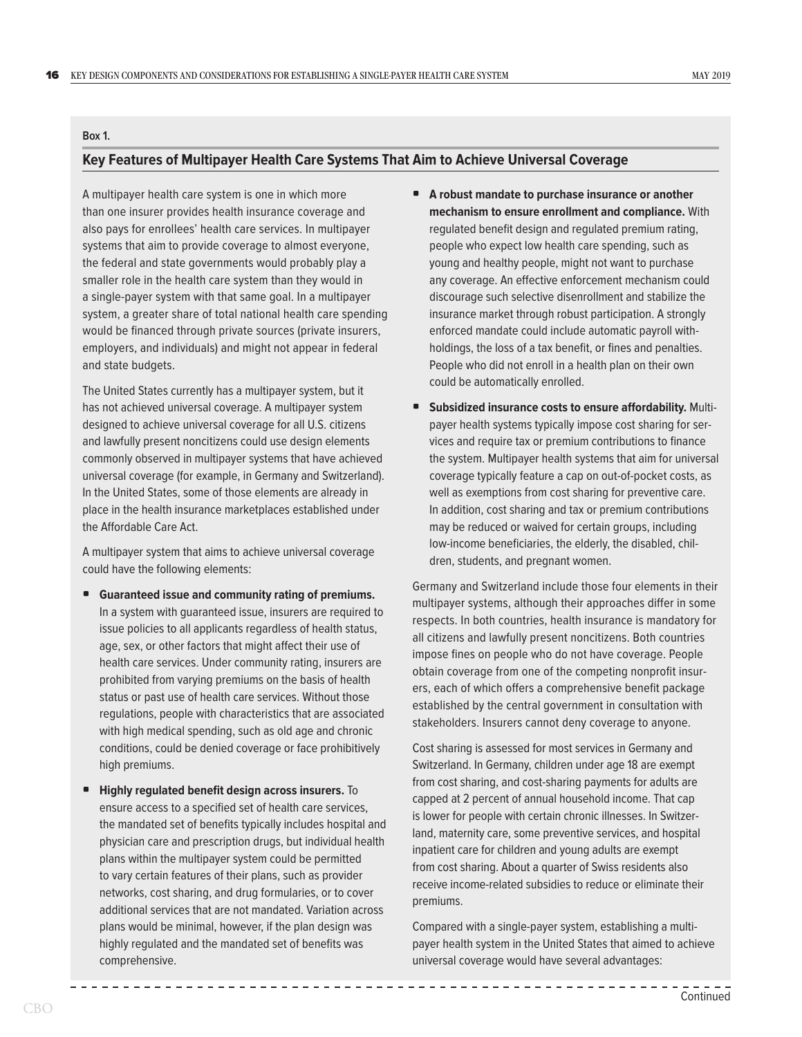**Box 1.**

## Key Features of Multipayer Health Care Systems That Aim to Achieve Universal Coverage

A multipayer health care system is one in which more than one insurer provides health insurance coverage and also pays for enrollees' health care services. In multipayer systems that aim to provide coverage to almost everyone, the federal and state governments would probably play a smaller role in the health care system than they would in a single-payer system with that same goal. In a multipayer system, a greater share of total national health care spending would be financed through private sources (private insurers, employers, and individuals) and might not appear in federal and state budgets.

The United States currently has a multipayer system, but it has not achieved universal coverage. A multipayer system designed to achieve universal coverage for all U.S. citizens and lawfully present noncitizens could use design elements commonly observed in multipayer systems that have achieved universal coverage (for example, in Germany and Switzerland). In the United States, some of those elements are already in place in the health insurance marketplaces established under the Affordable Care Act.

A multipayer system that aims to achieve universal coverage could have the following elements:

- **Guaranteed issue and community rating of premiums.** In a system with guaranteed issue, insurers are required to issue policies to all applicants regardless of health status, age, sex, or other factors that might affect their use of health care services. Under community rating, insurers are prohibited from varying premiums on the basis of health status or past use of health care services. Without those regulations, people with characteristics that are associated with high medical spending, such as old age and chronic conditions, could be denied coverage or face prohibitively high premiums.
- **Highly regulated benefit design across insurers.** To ensure access to a specified set of health care services, the mandated set of benefits typically includes hospital and physician care and prescription drugs, but individual health plans within the multipayer system could be permitted to vary certain features of their plans, such as provider networks, cost sharing, and drug formularies, or to cover additional services that are not mandated. Variation across plans would be minimal, however, if the plan design was highly regulated and the mandated set of benefits was comprehensive.
- **A robust mandate to purchase insurance or another mechanism to ensure enrollment and compliance.** With regulated benefit design and regulated premium rating, people who expect low health care spending, such as young and healthy people, might not want to purchase any coverage. An effective enforcement mechanism could discourage such selective disenrollment and stabilize the insurance market through robust participation. A strongly enforced mandate could include automatic payroll withholdings, the loss of a tax benefit, or fines and penalties. People who did not enroll in a health plan on their own could be automatically enrolled.
- **Subsidized insurance costs to ensure affordability.** Multipayer health systems typically impose cost sharing for services and require tax or premium contributions to finance the system. Multipayer health systems that aim for universal coverage typically feature a cap on out-of-pocket costs, as well as exemptions from cost sharing for preventive care. In addition, cost sharing and tax or premium contributions may be reduced or waived for certain groups, including low-income beneficiaries, the elderly, the disabled, children, students, and pregnant women.

Germany and Switzerland include those four elements in their multipayer systems, although their approaches differ in some respects. In both countries, health insurance is mandatory for all citizens and lawfully present noncitizens. Both countries impose fines on people who do not have coverage. People obtain coverage from one of the competing nonprofit insurers, each of which offers a comprehensive benefit package established by the central government in consultation with stakeholders. Insurers cannot deny coverage to anyone.

Cost sharing is assessed for most services in Germany and Switzerland. In Germany, children under age 18 are exempt from cost sharing, and cost-sharing payments for adults are capped at 2 percent of annual household income. That cap is lower for people with certain chronic illnesses. In Switzerland, maternity care, some preventive services, and hospital inpatient care for children and young adults are exempt from cost sharing. About a quarter of Swiss residents also receive income-related subsidies to reduce or eliminate their premiums.

Compared with a single-payer system, establishing a multipayer health system in the United States that aimed to achieve universal coverage would have several advantages:

Continued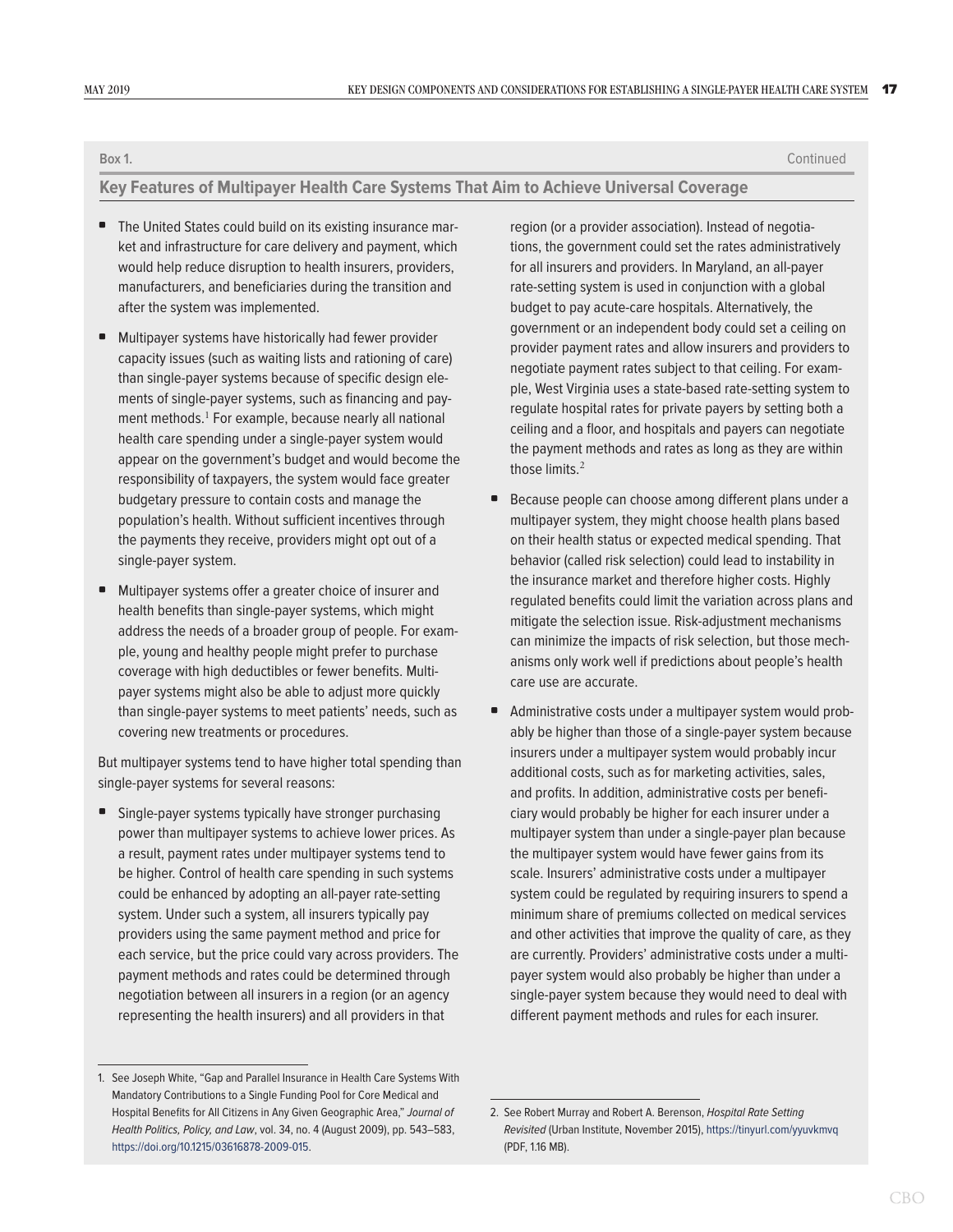Box 1. Continued

### Key Features of Multipayer Health Care Systems That Aim to Achieve Universal Coverage

- The United States could build on its existing insurance market and infrastructure for care delivery and payment, which would help reduce disruption to health insurers, providers, manufacturers, and beneficiaries during the transition and after the system was implemented.
- Multipayer systems have historically had fewer provider capacity issues (such as waiting lists and rationing of care) than single-payer systems because of specific design elements of single-payer systems, such as financing and payment methods.[1] For example, because nearly all national health care spending under a single-payer system would appear on the government's budget and would become the responsibility of taxpayers, the system would face greater budgetary pressure to contain costs and manage the population's health. Without sufficient incentives through the payments they receive, providers might opt out of a single-payer system.
- Multipayer systems offer a greater choice of insurer and health benefits than single-payer systems, which might address the needs of a broader group of people. For example, young and healthy people might prefer to purchase coverage with high deductibles or fewer benefits. Multipayer systems might also be able to adjust more quickly than single-payer systems to meet patients' needs, such as covering new treatments or procedures.

But multipayer systems tend to have higher total spending than single-payer systems for several reasons:

- Single-payer systems typically have stronger purchasing power than multipayer systems to achieve lower prices. As a result, payment rates under multipayer systems tend to be higher. Control of health care spending in such systems could be enhanced by adopting an all-payer rate-setting system. Under such a system, all insurers typically pay providers using the same payment method and price for each service, but the price could vary across providers. The payment methods and rates could be determined through negotiation between all insurers in a region (or an agency representing the health insurers) and all providers in that region (or a provider association). Instead of negotiations, the government could set the rates administratively for all insurers and providers. In Maryland, an all-payer rate-setting system is used in conjunction with a global budget to pay acute-care hospitals. Alternatively, the government or an independent body could set a ceiling on provider payment rates and allow insurers and providers to negotiate payment rates subject to that ceiling. For example, West Virginia uses a state-based rate-setting system to regulate hospital rates for private payers by setting both a ceiling and a floor, and hospitals and payers can negotiate the payment methods and rates as long as they are within those limits.[2]
- Because people can choose among different plans under a multipayer system, they might choose health plans based on their health status or expected medical spending. That behavior (called risk selection) could lead to instability in the insurance market and therefore higher costs. Highly regulated benefits could limit the variation across plans and mitigate the selection issue. Risk-adjustment mechanisms can minimize the impacts of risk selection, but those mechanisms only work well if predictions about people's health care use are accurate.
- Administrative costs under a multipayer system would probably be higher than those of a single-payer system because insurers under a multipayer system would probably incur additional costs, such as for marketing activities, sales, and profits. In addition, administrative costs per beneficiary would probably be higher for each insurer under a multipayer system than under a single-payer plan because the multipayer system would have fewer gains from its scale. Insurers' administrative costs under a multipayer system could be regulated by requiring insurers to spend a minimum share of premiums collected on medical services and other activities that improve the quality of care, as they are currently. Providers' administrative costs under a multipayer system would also probably be higher than under a single-payer system because they would need to deal with different payment methods and rules for each insurer.

1. See Joseph White, "Gap and Parallel Insurance in Health Care Systems With Mandatory Contributions to a Single Funding Pool for Core Medical and Hospital Benefits for All Citizens in Any Given Geographic Area," *Journal of Health Politics, Policy, and Law*, vol. 34, no. 4 (August 2009), pp. 543–583, https://doi.org/10.1215/03616878-2009-015.

2. See Robert Murray and Robert A. Berenson, *Hospital Rate Setting Revisited* (Urban Institute, November 2015), https://tinyurl.com/yyuvkmvq (PDF, 1.16 MB).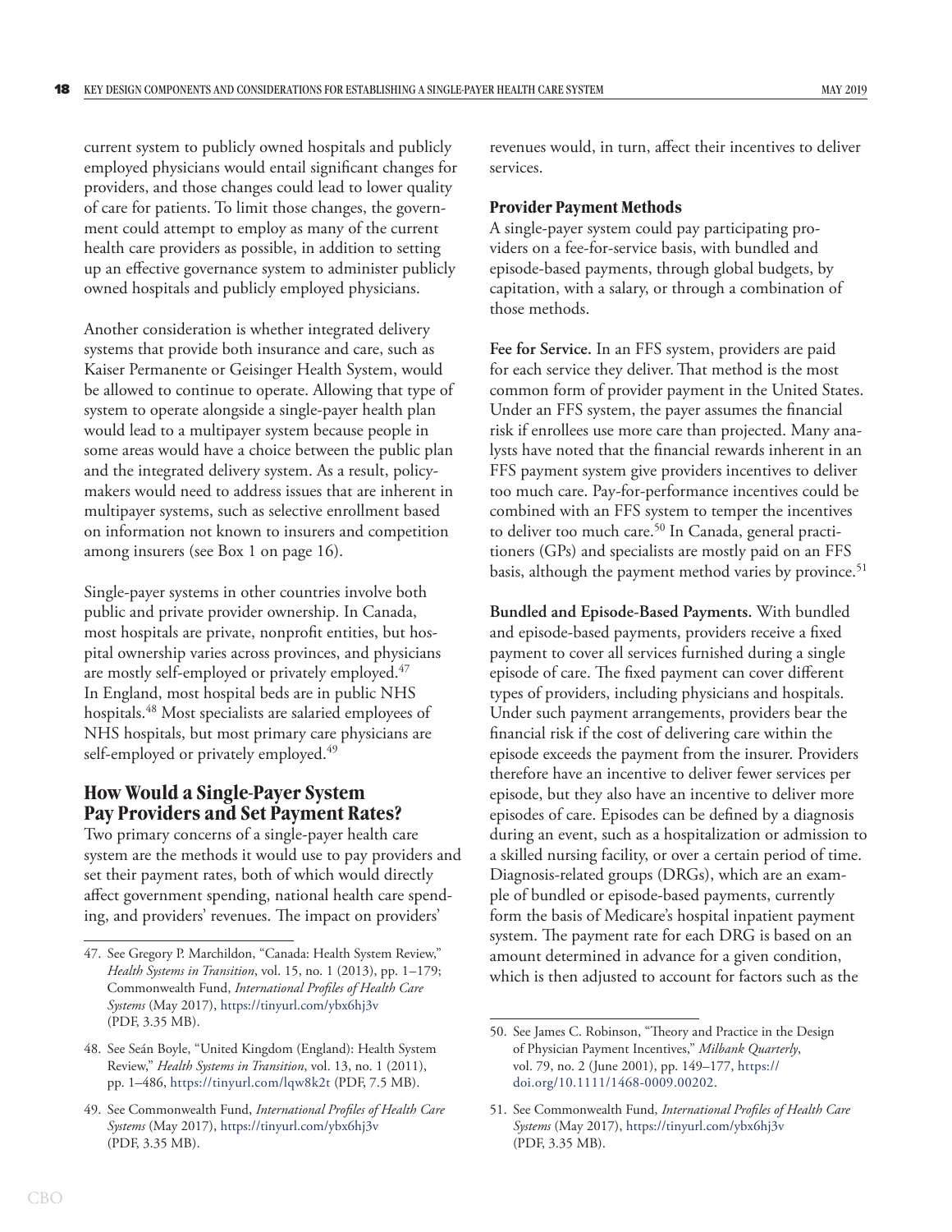current system to publicly owned hospitals and publicly employed physicians would entail significant changes for providers, and those changes could lead to lower quality of care for patients. To limit those changes, the government could attempt to employ as many of the current health care providers as possible, in addition to setting up an effective governance system to administer publicly owned hospitals and publicly employed physicians.

Another consideration is whether integrated delivery systems that provide both insurance and care, such as Kaiser Permanente or Geisinger Health System, would be allowed to continue to operate. Allowing that type of system to operate alongside a single-payer health plan would lead to a multipayer system because people in some areas would have a choice between the public plan and the integrated delivery system. As a result, policymakers would need to address issues that are inherent in multipayer systems, such as selective enrollment based on information not known to insurers and competition among insurers (see Box 1 on page 16).

Single-payer systems in other countries involve both public and private provider ownership. In Canada, most hospitals are private, nonprofit entities, but hospital ownership varies across provinces, and physicians are mostly self-employed or privately employed.[47] In England, most hospital beds are in public NHS hospitals.[48] Most specialists are salaried employees of NHS hospitals, but most primary care physicians are self-employed or privately employed.[49]

## How Would a Single-Payer System Pay Providers and Set Payment Rates?

Two primary concerns of a single-payer health care system are the methods it would use to pay providers and set their payment rates, both of which would directly affect government spending, national health care spending, and providers' revenues. The impact on providers' revenues would, in turn, affect their incentives to deliver services.

### Provider Payment Methods

A single-payer system could pay participating providers on a fee-for-service basis, with bundled and episode-based payments, through global budgets, by capitation, with a salary, or through a combination of those methods.

**Fee for Service.** In an FFS system, providers are paid for each service they deliver. That method is the most common form of provider payment in the United States. Under an FFS system, the payer assumes the financial risk if enrollees use more care than projected. Many analysts have noted that the financial rewards inherent in an FFS payment system give providers incentives to deliver too much care. Pay-for-performance incentives could be combined with an FFS system to temper the incentives to deliver too much care.[50] In Canada, general practitioners (GPs) and specialists are mostly paid on an FFS basis, although the payment method varies by province.[51]

**Bundled and Episode-Based Payments.** With bundled and episode-based payments, providers receive a fixed payment to cover all services furnished during a single episode of care. The fixed payment can cover different types of providers, including physicians and hospitals. Under such payment arrangements, providers bear the financial risk if the cost of delivering care within the episode exceeds the payment from the insurer. Providers therefore have an incentive to deliver fewer services per episode, but they also have an incentive to deliver more episodes of care. Episodes can be defined by a diagnosis during an event, such as a hospitalization or admission to a skilled nursing facility, or over a certain period of time. Diagnosis-related groups (DRGs), which are an example of bundled or episode-based payments, currently form the basis of Medicare's hospital inpatient payment system. The payment rate for each DRG is based on an amount determined in advance for a given condition, which is then adjusted to account for factors such as the

---

47. See Gregory P. Marchildon, "Canada: Health System Review," *Health Systems in Transition*, vol. 15, no. 1 (2013), pp. 1–179; Commonwealth Fund, *International Profiles of Health Care Systems* (May 2017), https://tinyurl.com/ybx6hj3v (PDF, 3.35 MB).

48. See Seán Boyle, "United Kingdom (England): Health System Review," *Health Systems in Transition*, vol. 13, no. 1 (2011), pp. 1–486, https://tinyurl.com/lqw8k2t (PDF, 7.5 MB).

49. See Commonwealth Fund, *International Profiles of Health Care Systems* (May 2017), https://tinyurl.com/ybx6hj3v (PDF, 3.35 MB).

50. See James C. Robinson, "Theory and Practice in the Design of Physician Payment Incentives," *Milbank Quarterly*, vol. 79, no. 2 (June 2001), pp. 149–177, https://doi.org/10.1111/1468-0009.00202.

51. See Commonwealth Fund, *International Profiles of Health Care Systems* (May 2017), https://tinyurl.com/ybx6hj3v (PDF, 3.35 MB).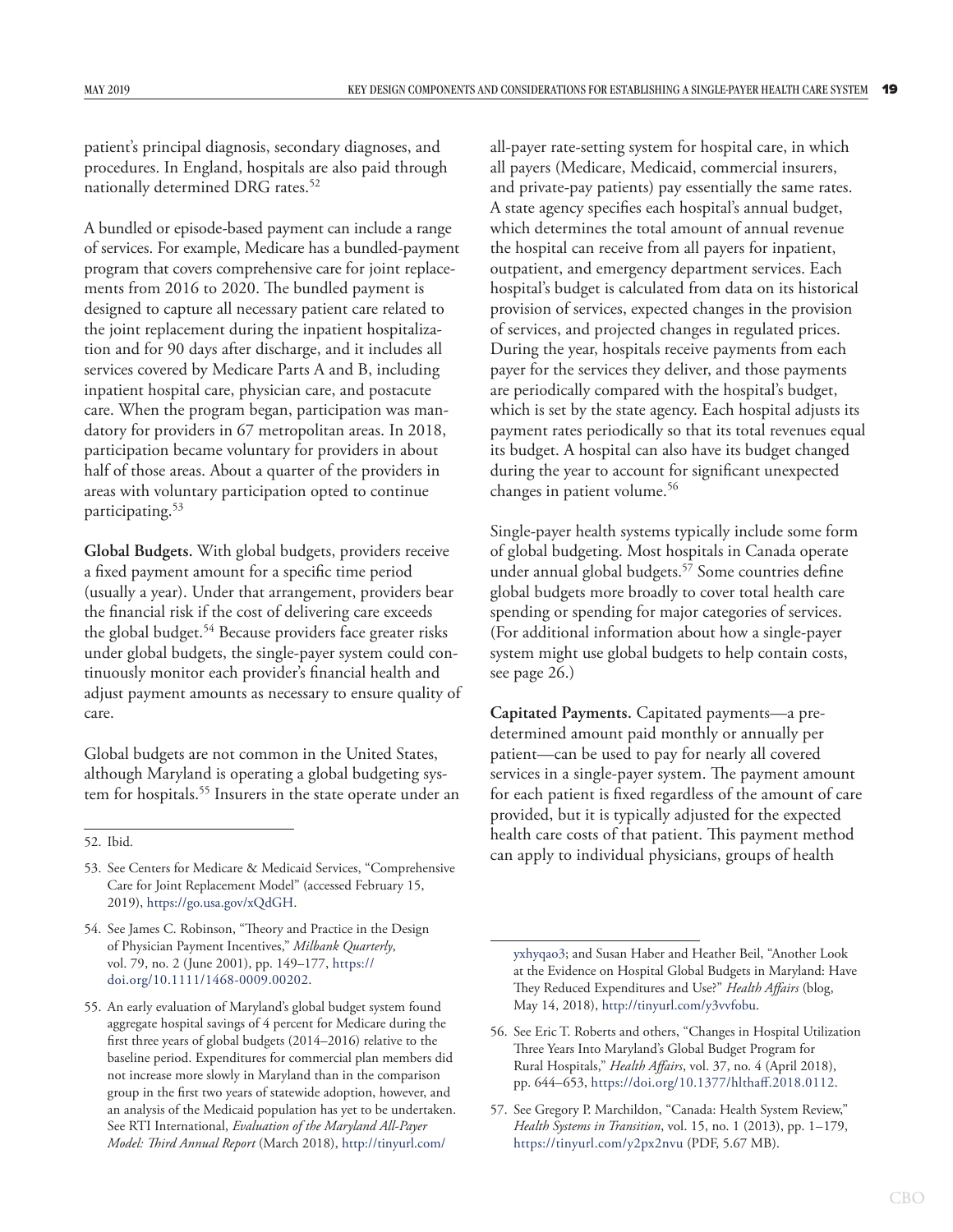patient's principal diagnosis, secondary diagnoses, and procedures. In England, hospitals are also paid through nationally determined DRG rates.[52]

A bundled or episode-based payment can include a range of services. For example, Medicare has a bundled-payment program that covers comprehensive care for joint replacements from 2016 to 2020. The bundled payment is designed to capture all necessary patient care related to the joint replacement during the inpatient hospitalization and for 90 days after discharge, and it includes all services covered by Medicare Parts A and B, including inpatient hospital care, physician care, and postacute care. When the program began, participation was mandatory for providers in 67 metropolitan areas. In 2018, participation became voluntary for providers in about half of those areas. About a quarter of the providers in areas with voluntary participation opted to continue participating.[53]

**Global Budgets.** With global budgets, providers receive a fixed payment amount for a specific time period (usually a year). Under that arrangement, providers bear the financial risk if the cost of delivering care exceeds the global budget.[54] Because providers face greater risks under global budgets, the single-payer system could continuously monitor each provider's financial health and adjust payment amounts as necessary to ensure quality of care.

Global budgets are not common in the United States, although Maryland is operating a global budgeting system for hospitals.[55] Insurers in the state operate under an all-payer rate-setting system for hospital care, in which all payers (Medicare, Medicaid, commercial insurers, and private-pay patients) pay essentially the same rates. A state agency specifies each hospital's annual budget, which determines the total amount of annual revenue the hospital can receive from all payers for inpatient, outpatient, and emergency department services. Each hospital's budget is calculated from data on its historical provision of services, expected changes in the provision of services, and projected changes in regulated prices. During the year, hospitals receive payments from each payer for the services they deliver, and those payments are periodically compared with the hospital's budget, which is set by the state agency. Each hospital adjusts its payment rates periodically so that its total revenues equal its budget. A hospital can also have its budget changed during the year to account for significant unexpected changes in patient volume.[56]

Single-payer health systems typically include some form of global budgeting. Most hospitals in Canada operate under annual global budgets.[57] Some countries define global budgets more broadly to cover total health care spending or spending for major categories of services. (For additional information about how a single-payer system might use global budgets to help contain costs, see page 26.)

**Capitated Payments.** Capitated payments—a predetermined amount paid monthly or annually per patient—can be used to pay for nearly all covered services in a single-payer system. The payment amount for each patient is fixed regardless of the amount of care provided, but it is typically adjusted for the expected health care costs of that patient. This payment method can apply to individual physicians, groups of health

---

52. Ibid.

53. See Centers for Medicare & Medicaid Services, "Comprehensive Care for Joint Replacement Model" (accessed February 15, 2019), https://go.usa.gov/xQdGH.

54. See James C. Robinson, "Theory and Practice in the Design of Physician Payment Incentives," *Milbank Quarterly*, vol. 79, no. 2 (June 2001), pp. 149–177, https://doi.org/10.1111/1468-0009.00202.

55. An early evaluation of Maryland's global budget system found aggregate hospital savings of 4 percent for Medicare during the first three years of global budgets (2014–2016) relative to the baseline period. Expenditures for commercial plan members did not increase more slowly in Maryland than in the comparison group in the first two years of statewide adoption, however, and an analysis of the Medicaid population has yet to be undertaken. See RTI International, *Evaluation of the Maryland All-Payer Model: Third Annual Report* (March 2018), http://tinyurl.com/yxhyqao3; and Susan Haber and Heather Beil, "Another Look at the Evidence on Hospital Global Budgets in Maryland: Have They Reduced Expenditures and Use?" *Health Affairs* (blog, May 14, 2018), http://tinyurl.com/y3vvfobu.

56. See Eric T. Roberts and others, "Changes in Hospital Utilization Three Years Into Maryland's Global Budget Program for Rural Hospitals," *Health Affairs*, vol. 37, no. 4 (April 2018), pp. 644–653, https://doi.org/10.1377/hlthaff.2018.0112.

57. See Gregory P. Marchildon, "Canada: Health System Review," *Health Systems in Transition*, vol. 15, no. 1 (2013), pp. 1–179, https://tinyurl.com/y2px2nvu (PDF, 5.67 MB).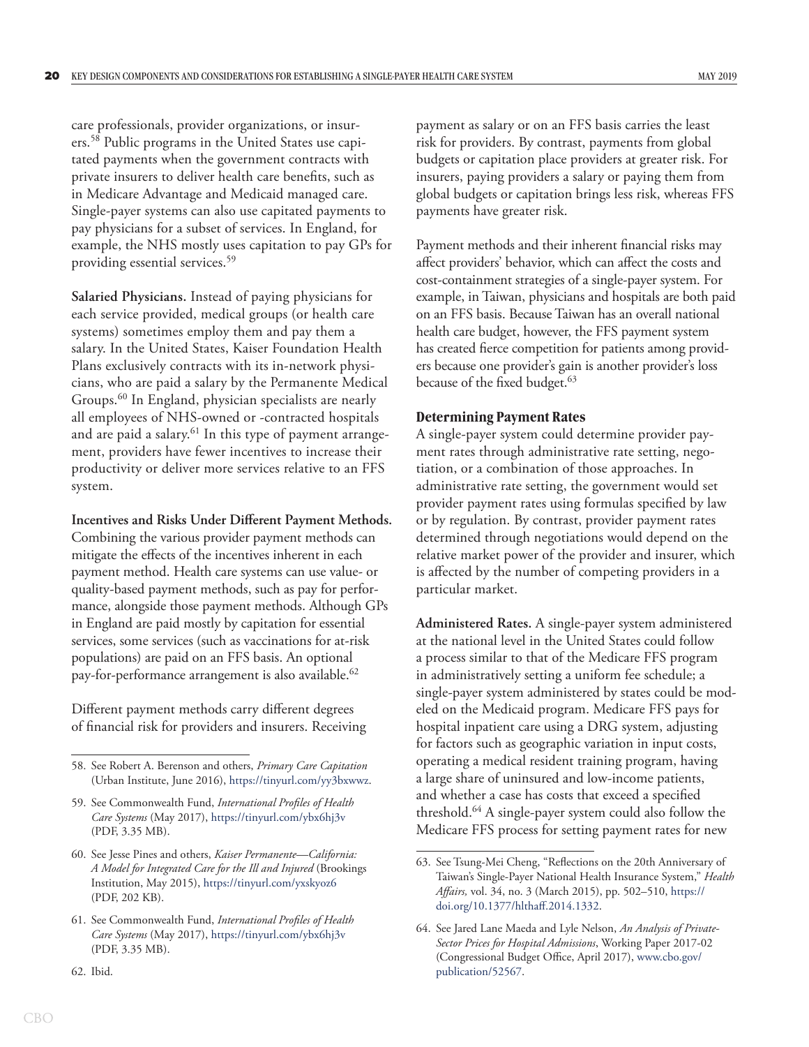care professionals, provider organizations, or insurers.[58] Public programs in the United States use capitated payments when the government contracts with private insurers to deliver health care benefits, such as in Medicare Advantage and Medicaid managed care. Single-payer systems can also use capitated payments to pay physicians for a subset of services. In England, for example, the NHS mostly uses capitation to pay GPs for providing essential services.[59]

**Salaried Physicians.** Instead of paying physicians for each service provided, medical groups (or health care systems) sometimes employ them and pay them a salary. In the United States, Kaiser Foundation Health Plans exclusively contracts with its in-network physicians, who are paid a salary by the Permanente Medical Groups.[60] In England, physician specialists are nearly all employees of NHS-owned or -contracted hospitals and are paid a salary.[61] In this type of payment arrangement, providers have fewer incentives to increase their productivity or deliver more services relative to an FFS system.

**Incentives and Risks Under Different Payment Methods.** Combining the various provider payment methods can mitigate the effects of the incentives inherent in each payment method. Health care systems can use value- or quality-based payment methods, such as pay for performance, alongside those payment methods. Although GPs in England are paid mostly by capitation for essential services, some services (such as vaccinations for at-risk populations) are paid on an FFS basis. An optional pay-for-performance arrangement is also available.[62]

Different payment methods carry different degrees of financial risk for providers and insurers. Receiving payment as salary or on an FFS basis carries the least risk for providers. By contrast, payments from global budgets or capitation place providers at greater risk. For insurers, paying providers a salary or paying them from global budgets or capitation brings less risk, whereas FFS payments have greater risk.

Payment methods and their inherent financial risks may affect providers' behavior, which can affect the costs and cost-containment strategies of a single-payer system. For example, in Taiwan, physicians and hospitals are both paid on an FFS basis. Because Taiwan has an overall national health care budget, however, the FFS payment system has created fierce competition for patients among providers because one provider's gain is another provider's loss because of the fixed budget.[63]

### Determining Payment Rates

A single-payer system could determine provider payment rates through administrative rate setting, negotiation, or a combination of those approaches. In administrative rate setting, the government would set provider payment rates using formulas specified by law or by regulation. By contrast, provider payment rates determined through negotiations would depend on the relative market power of the provider and insurer, which is affected by the number of competing providers in a particular market.

**Administered Rates.** A single-payer system administered at the national level in the United States could follow a process similar to that of the Medicare FFS program in administratively setting a uniform fee schedule; a single-payer system administered by states could be modeled on the Medicaid program. Medicare FFS pays for hospital inpatient care using a DRG system, adjusting for factors such as geographic variation in input costs, operating a medical resident training program, having a large share of uninsured and low-income patients, and whether a case has costs that exceed a specified threshold.[64] A single-payer system could also follow the Medicare FFS process for setting payment rates for new

---

58. See Robert A. Berenson and others, *Primary Care Capitation* (Urban Institute, June 2016), https://tinyurl.com/yy3bxwwz.

59. See Commonwealth Fund, *International Profiles of Health Care Systems* (May 2017), https://tinyurl.com/ybx6hj3v (PDF, 3.35 MB).

60. See Jesse Pines and others, *Kaiser Permanente—California: A Model for Integrated Care for the Ill and Injured* (Brookings Institution, May 2015), https://tinyurl.com/yxskyoz6 (PDF, 202 KB).

61. See Commonwealth Fund, *International Profiles of Health Care Systems* (May 2017), https://tinyurl.com/ybx6hj3v (PDF, 3.35 MB).

62. Ibid.

63. See Tsung-Mei Cheng, "Reflections on the 20th Anniversary of Taiwan's Single-Payer National Health Insurance System," *Health Affairs,* vol. 34, no. 3 (March 2015), pp. 502–510, https://doi.org/10.1377/hlthaff.2014.1332.

64. See Jared Lane Maeda and Lyle Nelson, *An Analysis of Private-Sector Prices for Hospital Admissions*, Working Paper 2017-02 (Congressional Budget Office, April 2017), www.cbo.gov/publication/52567.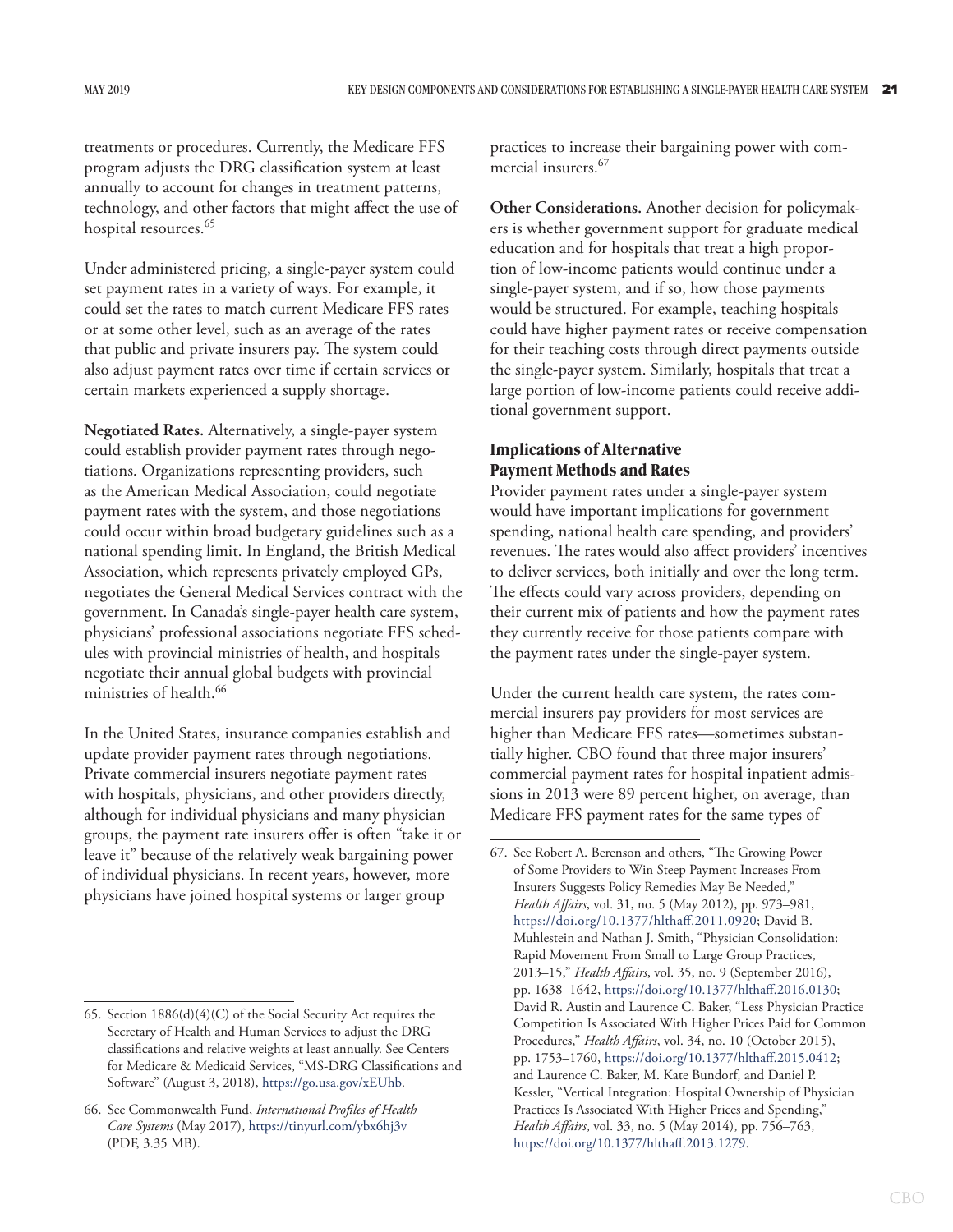treatments or procedures. Currently, the Medicare FFS program adjusts the DRG classification system at least annually to account for changes in treatment patterns, technology, and other factors that might affect the use of hospital resources.[65]

Under administered pricing, a single-payer system could set payment rates in a variety of ways. For example, it could set the rates to match current Medicare FFS rates or at some other level, such as an average of the rates that public and private insurers pay. The system could also adjust payment rates over time if certain services or certain markets experienced a supply shortage.

**Negotiated Rates.** Alternatively, a single-payer system could establish provider payment rates through negotiations. Organizations representing providers, such as the American Medical Association, could negotiate payment rates with the system, and those negotiations could occur within broad budgetary guidelines such as a national spending limit. In England, the British Medical Association, which represents privately employed GPs, negotiates the General Medical Services contract with the government. In Canada's single-payer health care system, physicians' professional associations negotiate FFS schedules with provincial ministries of health, and hospitals negotiate their annual global budgets with provincial ministries of health.[66]

In the United States, insurance companies establish and update provider payment rates through negotiations. Private commercial insurers negotiate payment rates with hospitals, physicians, and other providers directly, although for individual physicians and many physician groups, the payment rate insurers offer is often "take it or leave it" because of the relatively weak bargaining power of individual physicians. In recent years, however, more physicians have joined hospital systems or larger group practices to increase their bargaining power with commercial insurers.[67]

**Other Considerations.** Another decision for policymakers is whether government support for graduate medical education and for hospitals that treat a high proportion of low-income patients would continue under a single-payer system, and if so, how those payments would be structured. For example, teaching hospitals could have higher payment rates or receive compensation for their teaching costs through direct payments outside the single-payer system. Similarly, hospitals that treat a large portion of low-income patients could receive additional government support.

### Implications of Alternative Payment Methods and Rates

Provider payment rates under a single-payer system would have important implications for government spending, national health care spending, and providers' revenues. The rates would also affect providers' incentives to deliver services, both initially and over the long term. The effects could vary across providers, depending on their current mix of patients and how the payment rates they currently receive for those patients compare with the payment rates under the single-payer system.

Under the current health care system, the rates commercial insurers pay providers for most services are higher than Medicare FFS rates—sometimes substantially higher. CBO found that three major insurers' commercial payment rates for hospital inpatient admissions in 2013 were 89 percent higher, on average, than Medicare FFS payment rates for the same types of

---

65. Section 1886(d)(4)(C) of the Social Security Act requires the Secretary of Health and Human Services to adjust the DRG classifications and relative weights at least annually. See Centers for Medicare & Medicaid Services, "MS-DRG Classifications and Software" (August 3, 2018), https://go.usa.gov/xEUhb.

66. See Commonwealth Fund, *International Profiles of Health Care Systems* (May 2017), https://tinyurl.com/ybx6hj3v (PDF, 3.35 MB).

67. See Robert A. Berenson and others, "The Growing Power of Some Providers to Win Steep Payment Increases From Insurers Suggests Policy Remedies May Be Needed," *Health Affairs*, vol. 31, no. 5 (May 2012), pp. 973–981, https://doi.org/10.1377/hlthaff.2011.0920; David B. Muhlestein and Nathan J. Smith, "Physician Consolidation: Rapid Movement From Small to Large Group Practices, 2013–15," *Health Affairs*, vol. 35, no. 9 (September 2016), pp. 1638–1642, https://doi.org/10.1377/hlthaff.2016.0130; David R. Austin and Laurence C. Baker, "Less Physician Practice Competition Is Associated With Higher Prices Paid for Common Procedures," *Health Affairs*, vol. 34, no. 10 (October 2015), pp. 1753–1760, https://doi.org/10.1377/hlthaff.2015.0412; and Laurence C. Baker, M. Kate Bundorf, and Daniel P. Kessler, "Vertical Integration: Hospital Ownership of Physician Practices Is Associated With Higher Prices and Spending," *Health Affairs*, vol. 33, no. 5 (May 2014), pp. 756–763, https://doi.org/10.1377/hlthaff.2013.1279.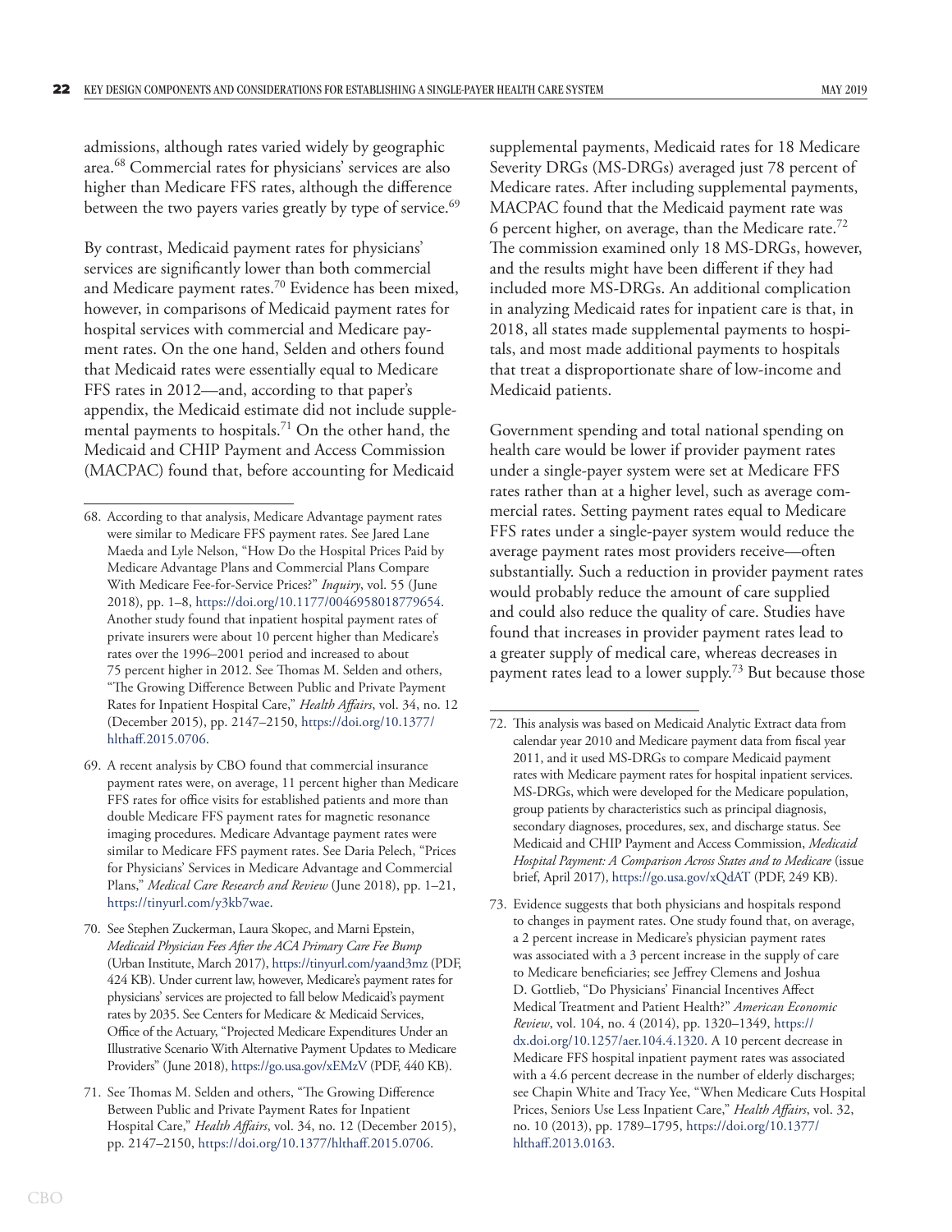admissions, although rates varied widely by geographic area.[68] Commercial rates for physicians' services are also higher than Medicare FFS rates, although the difference between the two payers varies greatly by type of service.[69]

By contrast, Medicaid payment rates for physicians' services are significantly lower than both commercial and Medicare payment rates.[70] Evidence has been mixed, however, in comparisons of Medicaid payment rates for hospital services with commercial and Medicare payment rates. On the one hand, Selden and others found that Medicaid rates were essentially equal to Medicare FFS rates in 2012—and, according to that paper's appendix, the Medicaid estimate did not include supplemental payments to hospitals.[71] On the other hand, the Medicaid and CHIP Payment and Access Commission (MACPAC) found that, before accounting for Medicaid supplemental payments, Medicaid rates for 18 Medicare Severity DRGs (MS-DRGs) averaged just 78 percent of Medicare rates. After including supplemental payments, MACPAC found that the Medicaid payment rate was 6 percent higher, on average, than the Medicare rate.[72] The commission examined only 18 MS-DRGs, however, and the results might have been different if they had included more MS-DRGs. An additional complication in analyzing Medicaid rates for inpatient care is that, in 2018, all states made supplemental payments to hospitals, and most made additional payments to hospitals that treat a disproportionate share of low-income and Medicaid patients.

Government spending and total national spending on health care would be lower if provider payment rates under a single-payer system were set at Medicare FFS rates rather than at a higher level, such as average commercial rates. Setting payment rates equal to Medicare FFS rates under a single-payer system would reduce the average payment rates most providers receive—often substantially. Such a reduction in provider payment rates would probably reduce the amount of care supplied and could also reduce the quality of care. Studies have found that increases in provider payment rates lead to a greater supply of medical care, whereas decreases in payment rates lead to a lower supply.[73] But because those

---

68. According to that analysis, Medicare Advantage payment rates were similar to Medicare FFS payment rates. See Jared Lane Maeda and Lyle Nelson, "How Do the Hospital Prices Paid by Medicare Advantage Plans and Commercial Plans Compare With Medicare Fee-for-Service Prices?" *Inquiry*, vol. 55 (June 2018), pp. 1–8, https://doi.org/10.1177/0046958018779654. Another study found that inpatient hospital payment rates of private insurers were about 10 percent higher than Medicare's rates over the 1996–2001 period and increased to about 75 percent higher in 2012. See Thomas M. Selden and others, "The Growing Difference Between Public and Private Payment Rates for Inpatient Hospital Care," *Health Affairs*, vol. 34, no. 12 (December 2015), pp. 2147–2150, https://doi.org/10.1377/hlthaff.2015.0706.

69. A recent analysis by CBO found that commercial insurance payment rates were, on average, 11 percent higher than Medicare FFS rates for office visits for established patients and more than double Medicare FFS payment rates for magnetic resonance imaging procedures. Medicare Advantage payment rates were similar to Medicare FFS payment rates. See Daria Pelech, "Prices for Physicians' Services in Medicare Advantage and Commercial Plans," *Medical Care Research and Review* (June 2018), pp. 1–21, https://tinyurl.com/y3kb7wae.

70. See Stephen Zuckerman, Laura Skopec, and Marni Epstein, *Medicaid Physician Fees After the ACA Primary Care Fee Bump* (Urban Institute, March 2017), https://tinyurl.com/yaand3mz (PDF, 424 KB). Under current law, however, Medicare's payment rates for physicians' services are projected to fall below Medicaid's payment rates by 2035. See Centers for Medicare & Medicaid Services, Office of the Actuary, "Projected Medicare Expenditures Under an Illustrative Scenario With Alternative Payment Updates to Medicare Providers" (June 2018), https://go.usa.gov/xEMzV (PDF, 440 KB).

71. See Thomas M. Selden and others, "The Growing Difference Between Public and Private Payment Rates for Inpatient Hospital Care," *Health Affairs*, vol. 34, no. 12 (December 2015), pp. 2147–2150, https://doi.org/10.1377/hlthaff.2015.0706.

72. This analysis was based on Medicaid Analytic Extract data from calendar year 2010 and Medicare payment data from fiscal year 2011, and it used MS-DRGs to compare Medicaid payment rates with Medicare payment rates for hospital inpatient services. MS-DRGs, which were developed for the Medicare population, group patients by characteristics such as principal diagnosis, secondary diagnoses, procedures, sex, and discharge status. See Medicaid and CHIP Payment and Access Commission, *Medicaid Hospital Payment: A Comparison Across States and to Medicare* (issue brief, April 2017), https://go.usa.gov/xQdAT (PDF, 249 KB).

73. Evidence suggests that both physicians and hospitals respond to changes in payment rates. One study found that, on average, a 2 percent increase in Medicare's physician payment rates was associated with a 3 percent increase in the supply of care to Medicare beneficiaries; see Jeffrey Clemens and Joshua D. Gottlieb, "Do Physicians' Financial Incentives Affect Medical Treatment and Patient Health?" *American Economic Review*, vol. 104, no. 4 (2014), pp. 1320–1349, https://dx.doi.org/10.1257/aer.104.4.1320. A 10 percent decrease in Medicare FFS hospital inpatient payment rates was associated with a 4.6 percent decrease in the number of elderly discharges; see Chapin White and Tracy Yee, "When Medicare Cuts Hospital Prices, Seniors Use Less Inpatient Care," *Health Affairs*, vol. 32, no. 10 (2013), pp. 1789–1795, https://doi.org/10.1377/hlthaff.2013.0163.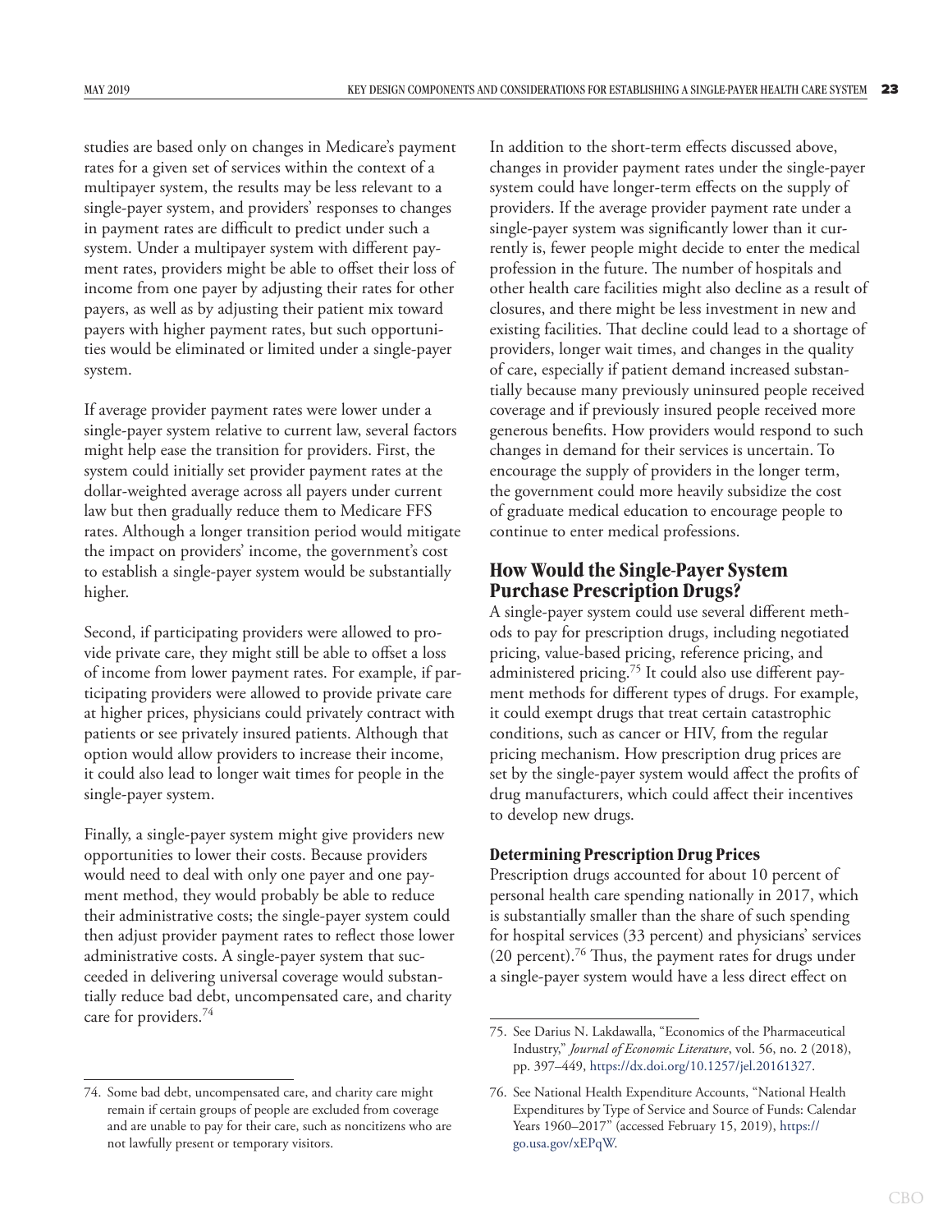studies are based only on changes in Medicare's payment rates for a given set of services within the context of a multipayer system, the results may be less relevant to a single-payer system, and providers' responses to changes in payment rates are difficult to predict under such a system. Under a multipayer system with different payment rates, providers might be able to offset their loss of income from one payer by adjusting their rates for other payers, as well as by adjusting their patient mix toward payers with higher payment rates, but such opportunities would be eliminated or limited under a single-payer system.

If average provider payment rates were lower under a single-payer system relative to current law, several factors might help ease the transition for providers. First, the system could initially set provider payment rates at the dollar-weighted average across all payers under current law but then gradually reduce them to Medicare FFS rates. Although a longer transition period would mitigate the impact on providers' income, the government's cost to establish a single-payer system would be substantially higher.

Second, if participating providers were allowed to provide private care, they might still be able to offset a loss of income from lower payment rates. For example, if participating providers were allowed to provide private care at higher prices, physicians could privately contract with patients or see privately insured patients. Although that option would allow providers to increase their income, it could also lead to longer wait times for people in the single-payer system.

Finally, a single-payer system might give providers new opportunities to lower their costs. Because providers would need to deal with only one payer and one payment method, they would probably be able to reduce their administrative costs; the single-payer system could then adjust provider payment rates to reflect those lower administrative costs. A single-payer system that succeeded in delivering universal coverage would substantially reduce bad debt, uncompensated care, and charity care for providers.[74]

In addition to the short-term effects discussed above, changes in provider payment rates under the single-payer system could have longer-term effects on the supply of providers. If the average provider payment rate under a single-payer system was significantly lower than it currently is, fewer people might decide to enter the medical profession in the future. The number of hospitals and other health care facilities might also decline as a result of closures, and there might be less investment in new and existing facilities. That decline could lead to a shortage of providers, longer wait times, and changes in the quality of care, especially if patient demand increased substantially because many previously uninsured people received coverage and if previously insured people received more generous benefits. How providers would respond to such changes in demand for their services is uncertain. To encourage the supply of providers in the longer term, the government could more heavily subsidize the cost of graduate medical education to encourage people to continue to enter medical professions.

## How Would the Single-Payer System Purchase Prescription Drugs?

A single-payer system could use several different methods to pay for prescription drugs, including negotiated pricing, value-based pricing, reference pricing, and administered pricing.[75] It could also use different payment methods for different types of drugs. For example, it could exempt drugs that treat certain catastrophic conditions, such as cancer or HIV, from the regular pricing mechanism. How prescription drug prices are set by the single-payer system would affect the profits of drug manufacturers, which could affect their incentives to develop new drugs.

### Determining Prescription Drug Prices

Prescription drugs accounted for about 10 percent of personal health care spending nationally in 2017, which is substantially smaller than the share of such spending for hospital services (33 percent) and physicians' services (20 percent).[76] Thus, the payment rates for drugs under a single-payer system would have a less direct effect on

---

74. Some bad debt, uncompensated care, and charity care might remain if certain groups of people are excluded from coverage and are unable to pay for their care, such as noncitizens who are not lawfully present or temporary visitors.

75. See Darius N. Lakdawalla, "Economics of the Pharmaceutical Industry," *Journal of Economic Literature*, vol. 56, no. 2 (2018), pp. 397–449, https://dx.doi.org/10.1257/jel.20161327.

76. See National Health Expenditure Accounts, "National Health Expenditures by Type of Service and Source of Funds: Calendar Years 1960–2017" (accessed February 15, 2019), https://go.usa.gov/xEPqW.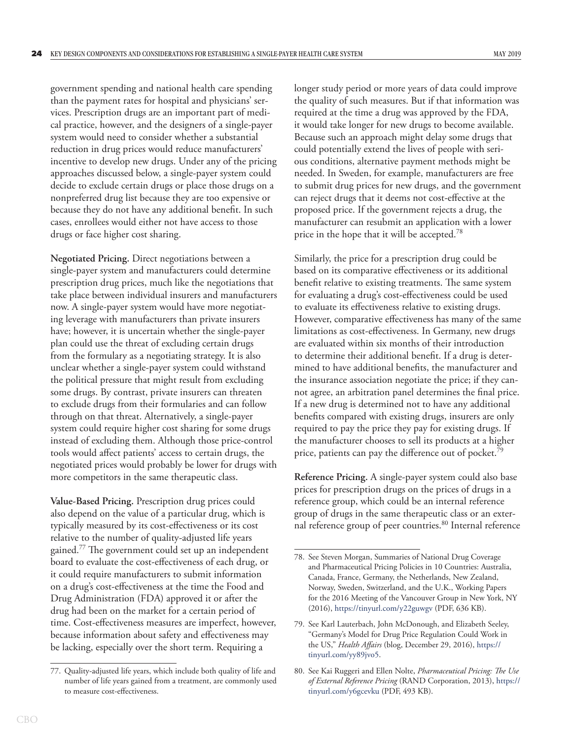government spending and national health care spending than the payment rates for hospital and physicians' services. Prescription drugs are an important part of medical practice, however, and the designers of a single-payer system would need to consider whether a substantial reduction in drug prices would reduce manufacturers' incentive to develop new drugs. Under any of the pricing approaches discussed below, a single-payer system could decide to exclude certain drugs or place those drugs on a nonpreferred drug list because they are too expensive or because they do not have any additional benefit. In such cases, enrollees would either not have access to those drugs or face higher cost sharing.

**Negotiated Pricing.** Direct negotiations between a single-payer system and manufacturers could determine prescription drug prices, much like the negotiations that take place between individual insurers and manufacturers now. A single-payer system would have more negotiating leverage with manufacturers than private insurers have; however, it is uncertain whether the single-payer plan could use the threat of excluding certain drugs from the formulary as a negotiating strategy. It is also unclear whether a single-payer system could withstand the political pressure that might result from excluding some drugs. By contrast, private insurers can threaten to exclude drugs from their formularies and can follow through on that threat. Alternatively, a single-payer system could require higher cost sharing for some drugs instead of excluding them. Although those price-control tools would affect patients' access to certain drugs, the negotiated prices would probably be lower for drugs with more competitors in the same therapeutic class.

**Value-Based Pricing.** Prescription drug prices could also depend on the value of a particular drug, which is typically measured by its cost-effectiveness or its cost relative to the number of quality-adjusted life years gained.[77] The government could set up an independent board to evaluate the cost-effectiveness of each drug, or it could require manufacturers to submit information on a drug's cost-effectiveness at the time the Food and Drug Administration (FDA) approved it or after the drug had been on the market for a certain period of time. Cost-effectiveness measures are imperfect, however, because information about safety and effectiveness may be lacking, especially over the short term. Requiring a longer study period or more years of data could improve the quality of such measures. But if that information was required at the time a drug was approved by the FDA, it would take longer for new drugs to become available. Because such an approach might delay some drugs that could potentially extend the lives of people with serious conditions, alternative payment methods might be needed. In Sweden, for example, manufacturers are free to submit drug prices for new drugs, and the government can reject drugs that it deems not cost-effective at the proposed price. If the government rejects a drug, the manufacturer can resubmit an application with a lower price in the hope that it will be accepted.[78]

Similarly, the price for a prescription drug could be based on its comparative effectiveness or its additional benefit relative to existing treatments. The same system for evaluating a drug's cost-effectiveness could be used to evaluate its effectiveness relative to existing drugs. However, comparative effectiveness has many of the same limitations as cost-effectiveness. In Germany, new drugs are evaluated within six months of their introduction to determine their additional benefit. If a drug is determined to have additional benefits, the manufacturer and the insurance association negotiate the price; if they cannot agree, an arbitration panel determines the final price. If a new drug is determined not to have any additional benefits compared with existing drugs, insurers are only required to pay the price they pay for existing drugs. If the manufacturer chooses to sell its products at a higher price, patients can pay the difference out of pocket.[79]

**Reference Pricing.** A single-payer system could also base prices for prescription drugs on the prices of drugs in a reference group, which could be an internal reference group of drugs in the same therapeutic class or an external reference group of peer countries.[80] Internal reference

---

77. Quality-adjusted life years, which include both quality of life and number of life years gained from a treatment, are commonly used to measure cost-effectiveness.

78. See Steven Morgan, Summaries of National Drug Coverage and Pharmaceutical Pricing Policies in 10 Countries: Australia, Canada, France, Germany, the Netherlands, New Zealand, Norway, Sweden, Switzerland, and the U.K., Working Papers for the 2016 Meeting of the Vancouver Group in New York, NY (2016), https://tinyurl.com/y22guwgv (PDF, 636 KB).

79. See Karl Lauterbach, John McDonough, and Elizabeth Seeley, "Germany's Model for Drug Price Regulation Could Work in the US," *Health Affairs* (blog, December 29, 2016), https://tinyurl.com/yy89jvo5.

80. See Kai Ruggeri and Ellen Nolte, *Pharmaceutical Pricing: The Use of External Reference Pricing* (RAND Corporation, 2013), https://tinyurl.com/y6gcevku (PDF, 493 KB).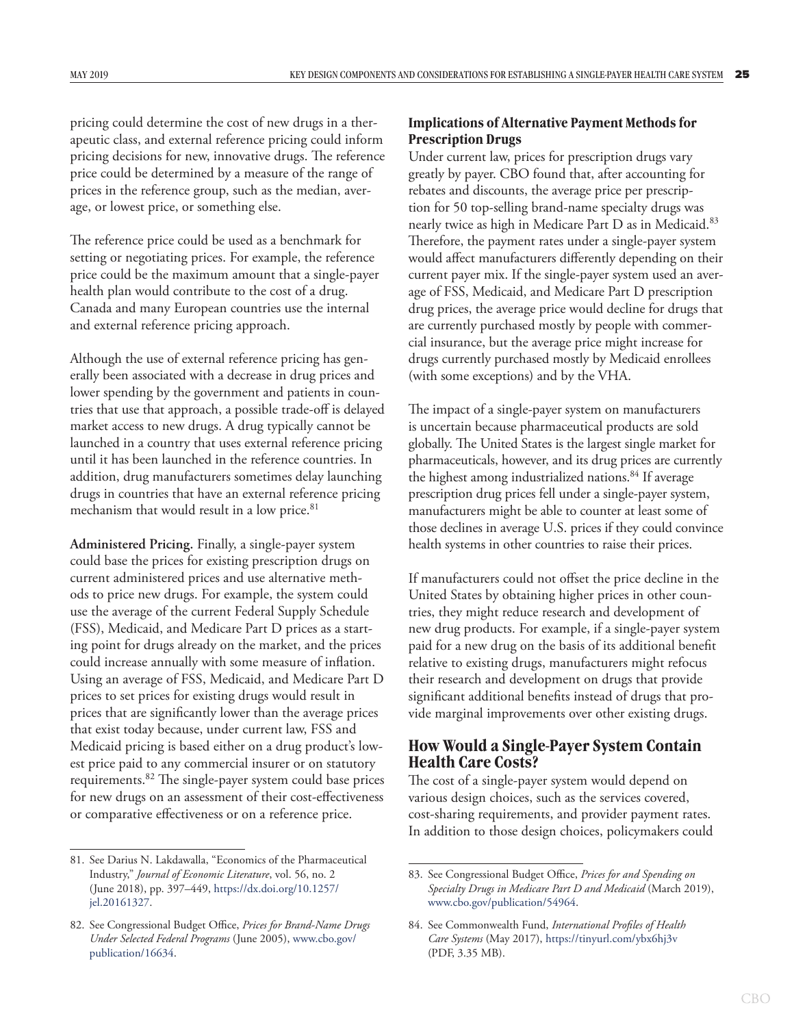pricing could determine the cost of new drugs in a therapeutic class, and external reference pricing could inform pricing decisions for new, innovative drugs. The reference price could be determined by a measure of the range of prices in the reference group, such as the median, average, or lowest price, or something else.

The reference price could be used as a benchmark for setting or negotiating prices. For example, the reference price could be the maximum amount that a single-payer health plan would contribute to the cost of a drug. Canada and many European countries use the internal and external reference pricing approach.

Although the use of external reference pricing has generally been associated with a decrease in drug prices and lower spending by the government and patients in countries that use that approach, a possible trade-off is delayed market access to new drugs. A drug typically cannot be launched in a country that uses external reference pricing until it has been launched in the reference countries. In addition, drug manufacturers sometimes delay launching drugs in countries that have an external reference pricing mechanism that would result in a low price.[81]

**Administered Pricing.** Finally, a single-payer system could base the prices for existing prescription drugs on current administered prices and use alternative methods to price new drugs. For example, the system could use the average of the current Federal Supply Schedule (FSS), Medicaid, and Medicare Part D prices as a starting point for drugs already on the market, and the prices could increase annually with some measure of inflation. Using an average of FSS, Medicaid, and Medicare Part D prices to set prices for existing drugs would result in prices that are significantly lower than the average prices that exist today because, under current law, FSS and Medicaid pricing is based either on a drug product's lowest price paid to any commercial insurer or on statutory requirements.[82] The single-payer system could base prices for new drugs on an assessment of their cost-effectiveness or comparative effectiveness or on a reference price.

### Implications of Alternative Payment Methods for Prescription Drugs

Under current law, prices for prescription drugs vary greatly by payer. CBO found that, after accounting for rebates and discounts, the average price per prescription for 50 top-selling brand-name specialty drugs was nearly twice as high in Medicare Part D as in Medicaid.[83] Therefore, the payment rates under a single-payer system would affect manufacturers differently depending on their current payer mix. If the single-payer system used an average of FSS, Medicaid, and Medicare Part D prescription drug prices, the average price would decline for drugs that are currently purchased mostly by people with commercial insurance, but the average price might increase for drugs currently purchased mostly by Medicaid enrollees (with some exceptions) and by the VHA.

The impact of a single-payer system on manufacturers is uncertain because pharmaceutical products are sold globally. The United States is the largest single market for pharmaceuticals, however, and its drug prices are currently the highest among industrialized nations.[84] If average prescription drug prices fell under a single-payer system, manufacturers might be able to counter at least some of those declines in average U.S. prices if they could convince health systems in other countries to raise their prices.

If manufacturers could not offset the price decline in the United States by obtaining higher prices in other countries, they might reduce research and development of new drug products. For example, if a single-payer system paid for a new drug on the basis of its additional benefit relative to existing drugs, manufacturers might refocus their research and development on drugs that provide significant additional benefits instead of drugs that provide marginal improvements over other existing drugs.

## How Would a Single-Payer System Contain Health Care Costs?

The cost of a single-payer system would depend on various design choices, such as the services covered, cost-sharing requirements, and provider payment rates. In addition to those design choices, policymakers could

---

81. See Darius N. Lakdawalla, "Economics of the Pharmaceutical Industry," *Journal of Economic Literature*, vol. 56, no. 2 (June 2018), pp. 397–449, https://dx.doi.org/10.1257/jel.20161327.

82. See Congressional Budget Office, *Prices for Brand-Name Drugs Under Selected Federal Programs* (June 2005), www.cbo.gov/publication/16634.

83. See Congressional Budget Office, *Prices for and Spending on Specialty Drugs in Medicare Part D and Medicaid* (March 2019), www.cbo.gov/publication/54964.

84. See Commonwealth Fund, *International Profiles of Health Care Systems* (May 2017), https://tinyurl.com/ybx6hj3v (PDF, 3.35 MB).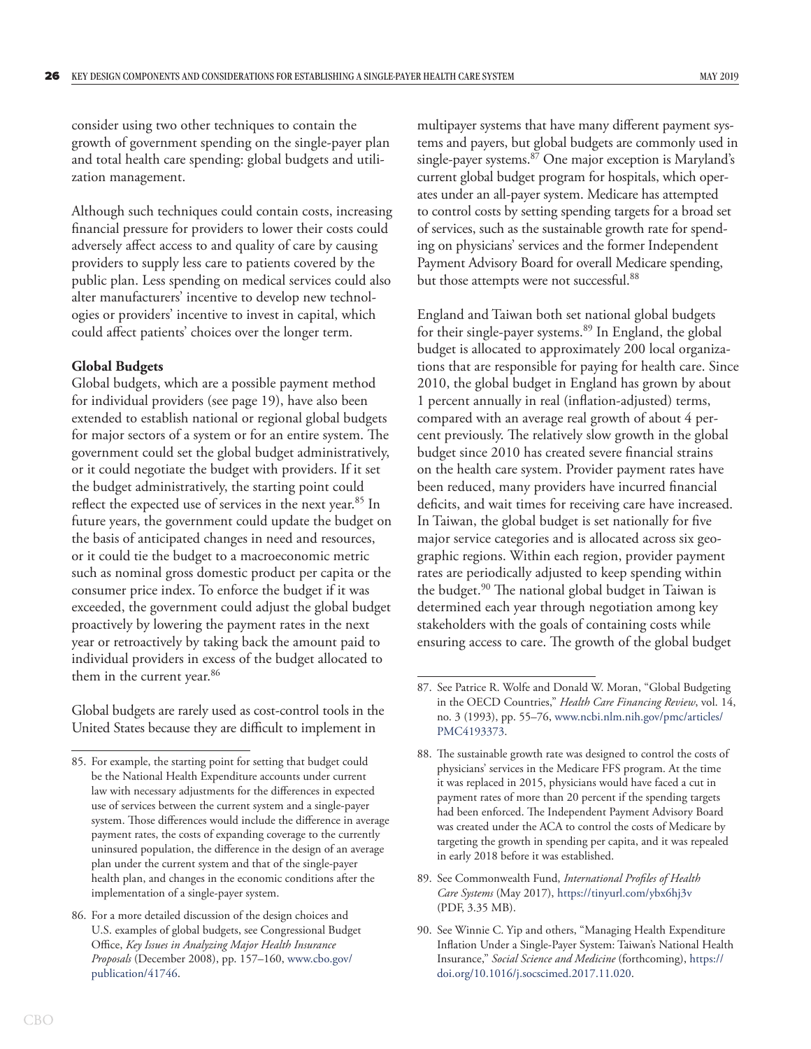consider using two other techniques to contain the growth of government spending on the single-payer plan and total health care spending: global budgets and utilization management.

Although such techniques could contain costs, increasing financial pressure for providers to lower their costs could adversely affect access to and quality of care by causing providers to supply less care to patients covered by the public plan. Less spending on medical services could also alter manufacturers' incentive to develop new technologies or providers' incentive to invest in capital, which could affect patients' choices over the longer term.

**Global Budgets**

Global budgets, which are a possible payment method for individual providers (see page 19), have also been extended to establish national or regional global budgets for major sectors of a system or for an entire system. The government could set the global budget administratively, or it could negotiate the budget with providers. If it set the budget administratively, the starting point could reflect the expected use of services in the next year.[85] In future years, the government could update the budget on the basis of anticipated changes in need and resources, or it could tie the budget to a macroeconomic metric such as nominal gross domestic product per capita or the consumer price index. To enforce the budget if it was exceeded, the government could adjust the global budget proactively by lowering the payment rates in the next year or retroactively by taking back the amount paid to individual providers in excess of the budget allocated to them in the current year.[86]

Global budgets are rarely used as cost-control tools in the United States because they are difficult to implement in multipayer systems that have many different payment systems and payers, but global budgets are commonly used in single-payer systems.[87] One major exception is Maryland's current global budget program for hospitals, which operates under an all-payer system. Medicare has attempted to control costs by setting spending targets for a broad set of services, such as the sustainable growth rate for spending on physicians' services and the former Independent Payment Advisory Board for overall Medicare spending, but those attempts were not successful.[88]

England and Taiwan both set national global budgets for their single-payer systems.[89] In England, the global budget is allocated to approximately 200 local organizations that are responsible for paying for health care. Since 2010, the global budget in England has grown by about 1 percent annually in real (inflation-adjusted) terms, compared with an average real growth of about 4 percent previously. The relatively slow growth in the global budget since 2010 has created severe financial strains on the health care system. Provider payment rates have been reduced, many providers have incurred financial deficits, and wait times for receiving care have increased. In Taiwan, the global budget is set nationally for five major service categories and is allocated across six geographic regions. Within each region, provider payment rates are periodically adjusted to keep spending within the budget.[90] The national global budget in Taiwan is determined each year through negotiation among key stakeholders with the goals of containing costs while ensuring access to care. The growth of the global budget

---

85. For example, the starting point for setting that budget could be the National Health Expenditure accounts under current law with necessary adjustments for the differences in expected use of services between the current system and a single-payer system. Those differences would include the difference in average payment rates, the costs of expanding coverage to the currently uninsured population, the difference in the design of an average plan under the current system and that of the single-payer health plan, and changes in the economic conditions after the implementation of a single-payer system.

86. For a more detailed discussion of the design choices and U.S. examples of global budgets, see Congressional Budget Office, *Key Issues in Analyzing Major Health Insurance Proposals* (December 2008), pp. 157–160, www.cbo.gov/publication/41746.

87. See Patrice R. Wolfe and Donald W. Moran, "Global Budgeting in the OECD Countries," *Health Care Financing Review*, vol. 14, no. 3 (1993), pp. 55–76, www.ncbi.nlm.nih.gov/pmc/articles/PMC4193373.

88. The sustainable growth rate was designed to control the costs of physicians' services in the Medicare FFS program. At the time it was replaced in 2015, physicians would have faced a cut in payment rates of more than 20 percent if the spending targets had been enforced. The Independent Payment Advisory Board was created under the ACA to control the costs of Medicare by targeting the growth in spending per capita, and it was repealed in early 2018 before it was established.

89. See Commonwealth Fund, *International Profiles of Health Care Systems* (May 2017), https://tinyurl.com/ybx6hj3v (PDF, 3.35 MB).

90. See Winnie C. Yip and others, "Managing Health Expenditure Inflation Under a Single-Payer System: Taiwan's National Health Insurance," *Social Science and Medicine* (forthcoming), https://doi.org/10.1016/j.socscimed.2017.11.020.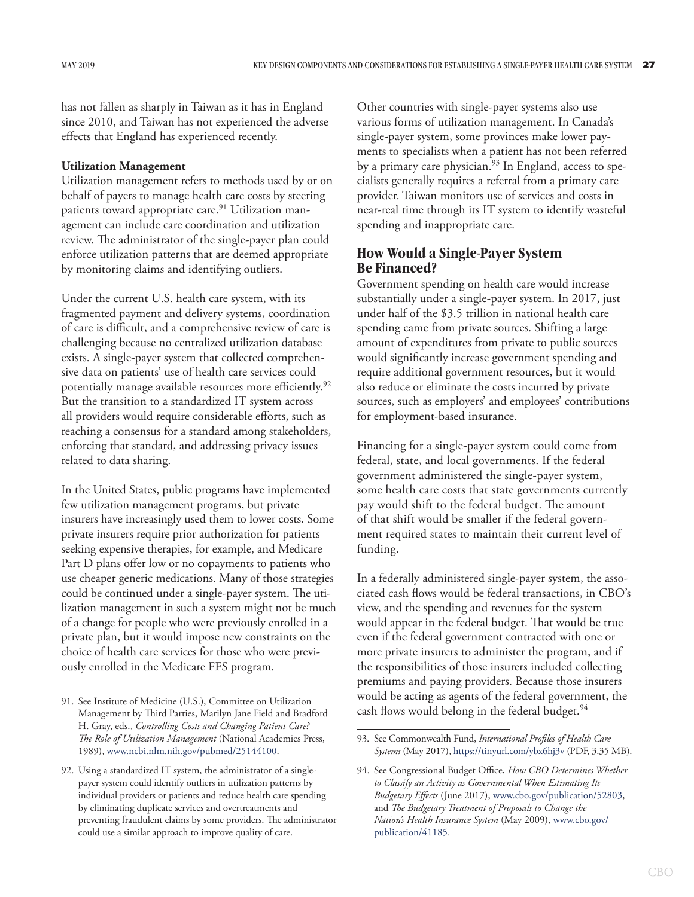has not fallen as sharply in Taiwan as it has in England since 2010, and Taiwan has not experienced the adverse effects that England has experienced recently.

**Utilization Management**

Utilization management refers to methods used by or on behalf of payers to manage health care costs by steering patients toward appropriate care.[91] Utilization management can include care coordination and utilization review. The administrator of the single-payer plan could enforce utilization patterns that are deemed appropriate by monitoring claims and identifying outliers.

Under the current U.S. health care system, with its fragmented payment and delivery systems, coordination of care is difficult, and a comprehensive review of care is challenging because no centralized utilization database exists. A single-payer system that collected comprehensive data on patients' use of health care services could potentially manage available resources more efficiently.[92] But the transition to a standardized IT system across all providers would require considerable efforts, such as reaching a consensus for a standard among stakeholders, enforcing that standard, and addressing privacy issues related to data sharing.

In the United States, public programs have implemented few utilization management programs, but private insurers have increasingly used them to lower costs. Some private insurers require prior authorization for patients seeking expensive therapies, for example, and Medicare Part D plans offer low or no copayments to patients who use cheaper generic medications. Many of those strategies could be continued under a single-payer system. The utilization management in such a system might not be much of a change for people who were previously enrolled in a private plan, but it would impose new constraints on the choice of health care services for those who were previously enrolled in the Medicare FFS program.

Other countries with single-payer systems also use various forms of utilization management. In Canada's single-payer system, some provinces make lower payments to specialists when a patient has not been referred by a primary care physician.[93] In England, access to specialists generally requires a referral from a primary care provider. Taiwan monitors use of services and costs in near-real time through its IT system to identify wasteful spending and inappropriate care.

## How Would a Single-Payer System Be Financed?

Government spending on health care would increase substantially under a single-payer system. In 2017, just under half of the $3.5 trillion in national health care spending came from private sources. Shifting a large amount of expenditures from private to public sources would significantly increase government spending and require additional government resources, but it would also reduce or eliminate the costs incurred by private sources, such as employers' and employees' contributions for employment-based insurance.

Financing for a single-payer system could come from federal, state, and local governments. If the federal government administered the single-payer system, some health care costs that state governments currently pay would shift to the federal budget. The amount of that shift would be smaller if the federal government required states to maintain their current level of funding.

In a federally administered single-payer system, the associated cash flows would be federal transactions, in CBO's view, and the spending and revenues for the system would appear in the federal budget. That would be true even if the federal government contracted with one or more private insurers to administer the program, and if the responsibilities of those insurers included collecting premiums and paying providers. Because those insurers would be acting as agents of the federal government, the cash flows would belong in the federal budget.[94]

---

91. See Institute of Medicine (U.S.), Committee on Utilization Management by Third Parties, Marilyn Jane Field and Bradford H. Gray, eds., *Controlling Costs and Changing Patient Care? The Role of Utilization Management* (National Academies Press, 1989), www.ncbi.nlm.nih.gov/pubmed/25144100.

92. Using a standardized IT system, the administrator of a single-payer system could identify outliers in utilization patterns by individual providers or patients and reduce health care spending by eliminating duplicate services and overtreatments and preventing fraudulent claims by some providers. The administrator could use a similar approach to improve quality of care.

93. See Commonwealth Fund, *International Profiles of Health Care Systems* (May 2017), https://tinyurl.com/ybx6hj3v (PDF, 3.35 MB).

94. See Congressional Budget Office, *How CBO Determines Whether to Classify an Activity as Governmental When Estimating Its Budgetary Effects* (June 2017), www.cbo.gov/publication/52803, and *The Budgetary Treatment of Proposals to Change the Nation's Health Insurance System* (May 2009), www.cbo.gov/publication/41185.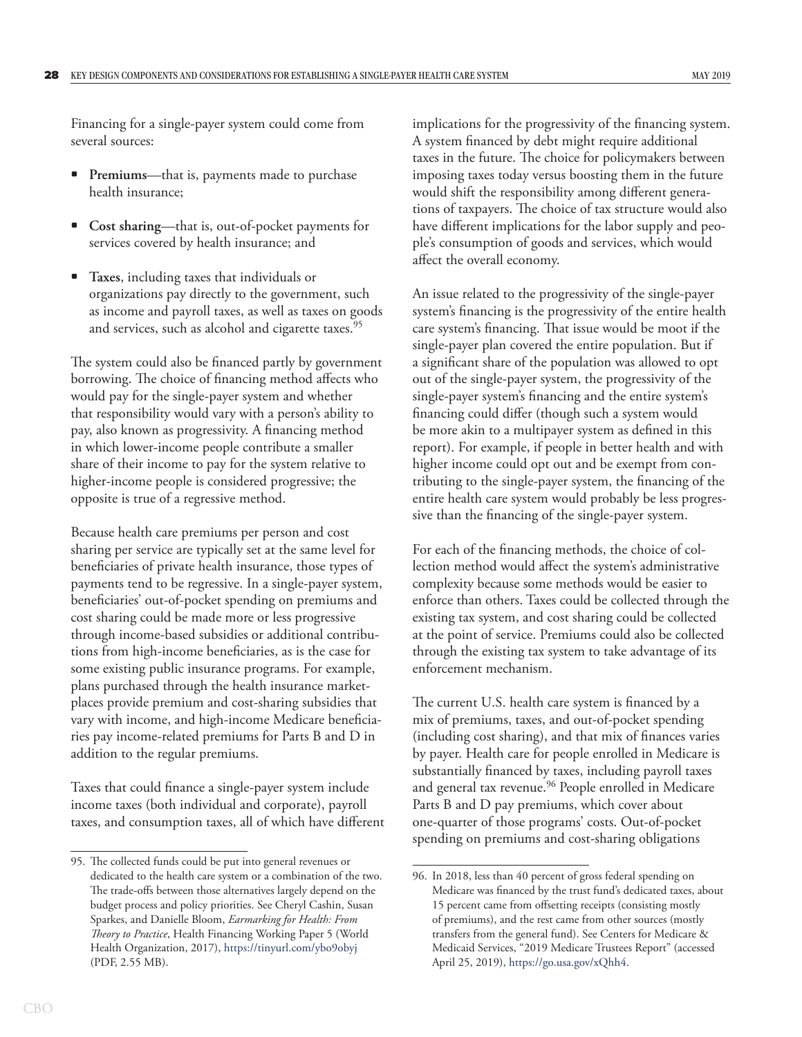Financing for a single-payer system could come from several sources:

- **Premiums**—that is, payments made to purchase health insurance;
- **Cost sharing**—that is, out-of-pocket payments for services covered by health insurance; and
- **Taxes**, including taxes that individuals or organizations pay directly to the government, such as income and payroll taxes, as well as taxes on goods and services, such as alcohol and cigarette taxes.[95]

The system could also be financed partly by government borrowing. The choice of financing method affects who would pay for the single-payer system and whether that responsibility would vary with a person's ability to pay, also known as progressivity. A financing method in which lower-income people contribute a smaller share of their income to pay for the system relative to higher-income people is considered progressive; the opposite is true of a regressive method.

Because health care premiums per person and cost sharing per service are typically set at the same level for beneficiaries of private health insurance, those types of payments tend to be regressive. In a single-payer system, beneficiaries' out-of-pocket spending on premiums and cost sharing could be made more or less progressive through income-based subsidies or additional contributions from high-income beneficiaries, as is the case for some existing public insurance programs. For example, plans purchased through the health insurance marketplaces provide premium and cost-sharing subsidies that vary with income, and high-income Medicare beneficiaries pay income-related premiums for Parts B and D in addition to the regular premiums.

Taxes that could finance a single-payer system include income taxes (both individual and corporate), payroll taxes, and consumption taxes, all of which have different implications for the progressivity of the financing system. A system financed by debt might require additional taxes in the future. The choice for policymakers between imposing taxes today versus boosting them in the future would shift the responsibility among different generations of taxpayers. The choice of tax structure would also have different implications for the labor supply and people's consumption of goods and services, which would affect the overall economy.

An issue related to the progressivity of the single-payer system's financing is the progressivity of the entire health care system's financing. That issue would be moot if the single-payer plan covered the entire population. But if a significant share of the population was allowed to opt out of the single-payer system, the progressivity of the single-payer system's financing and the entire system's financing could differ (though such a system would be more akin to a multipayer system as defined in this report). For example, if people in better health and with higher income could opt out and be exempt from contributing to the single-payer system, the financing of the entire health care system would probably be less progressive than the financing of the single-payer system.

For each of the financing methods, the choice of collection method would affect the system's administrative complexity because some methods would be easier to enforce than others. Taxes could be collected through the existing tax system, and cost sharing could be collected at the point of service. Premiums could also be collected through the existing tax system to take advantage of its enforcement mechanism.

The current U.S. health care system is financed by a mix of premiums, taxes, and out-of-pocket spending (including cost sharing), and that mix of finances varies by payer. Health care for people enrolled in Medicare is substantially financed by taxes, including payroll taxes and general tax revenue.[96] People enrolled in Medicare Parts B and D pay premiums, which cover about one-quarter of those programs' costs. Out-of-pocket spending on premiums and cost-sharing obligations

---

95. The collected funds could be put into general revenues or dedicated to the health care system or a combination of the two. The trade-offs between those alternatives largely depend on the budget process and policy priorities. See Cheryl Cashin, Susan Sparkes, and Danielle Bloom, *Earmarking for Health: From Theory to Practice*, Health Financing Working Paper 5 (World Health Organization, 2017), https://tinyurl.com/ybo9obyj (PDF, 2.55 MB).

96. In 2018, less than 40 percent of gross federal spending on Medicare was financed by the trust fund's dedicated taxes, about 15 percent came from offsetting receipts (consisting mostly of premiums), and the rest came from other sources (mostly transfers from the general fund). See Centers for Medicare & Medicaid Services, "2019 Medicare Trustees Report" (accessed April 25, 2019), https://go.usa.gov/xQhh4.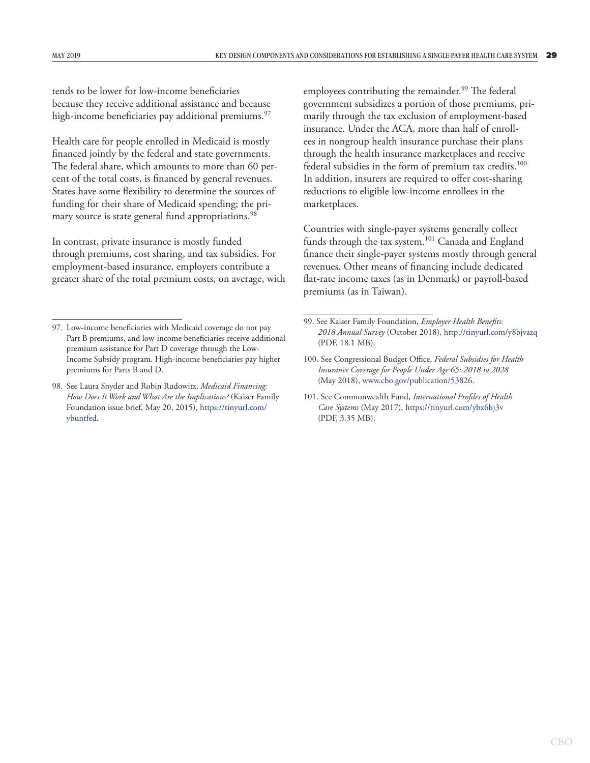tends to be lower for low-income beneficiaries because they receive additional assistance and because high-income beneficiaries pay additional premiums.[97]

Health care for people enrolled in Medicaid is mostly financed jointly by the federal and state governments. The federal share, which amounts to more than 60 percent of the total costs, is financed by general revenues. States have some flexibility to determine the sources of funding for their share of Medicaid spending; the primary source is state general fund appropriations.[98]

In contrast, private insurance is mostly funded through premiums, cost sharing, and tax subsidies. For employment-based insurance, employers contribute a greater share of the total premium costs, on average, with employees contributing the remainder.[99] The federal government subsidizes a portion of those premiums, primarily through the tax exclusion of employment-based insurance. Under the ACA, more than half of enrollees in nongroup health insurance purchase their plans through the health insurance marketplaces and receive federal subsidies in the form of premium tax credits.[100] In addition, insurers are required to offer cost-sharing reductions to eligible low-income enrollees in the marketplaces.

Countries with single-payer systems generally collect funds through the tax system.[101] Canada and England finance their single-payer systems mostly through general revenues. Other means of financing include dedicated flat-rate income taxes (as in Denmark) or payroll-based premiums (as in Taiwan).

---

97. Low-income beneficiaries with Medicaid coverage do not pay Part B premiums, and low-income beneficiaries receive additional premium assistance for Part D coverage through the Low-Income Subsidy program. High-income beneficiaries pay higher premiums for Parts B and D.

98. See Laura Snyder and Robin Rudowitz, *Medicaid Financing: How Does It Work and What Are the Implications?* (Kaiser Family Foundation issue brief, May 20, 2015), https://tinyurl.com/ybuntfed.

99. See Kaiser Family Foundation, *Employer Health Benefits: 2018 Annual Survey* (October 2018), http://tinyurl.com/y8bjvazq (PDF, 18.1 MB).

100. See Congressional Budget Office, *Federal Subsidies for Health Insurance Coverage for People Under Age 65: 2018 to 2028* (May 2018), www.cbo.gov/publication/53826.

101. See Commonwealth Fund, *International Profiles of Health Care Systems* (May 2017), https://tinyurl.com/ybx6hj3v (PDF, 3.35 MB).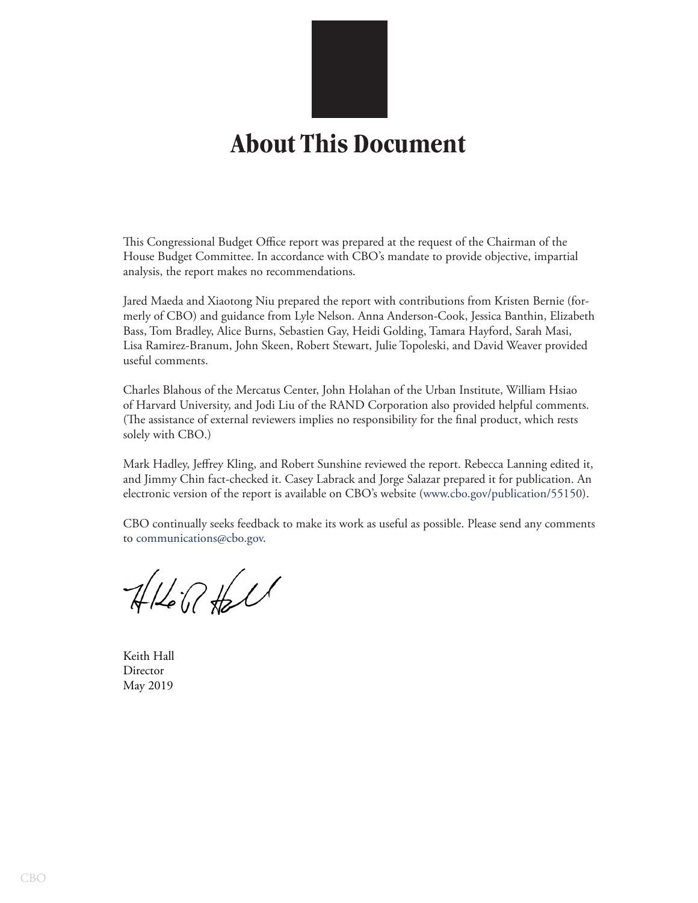# About This Document

This Congressional Budget Office report was prepared at the request of the Chairman of the House Budget Committee. In accordance with CBO's mandate to provide objective, impartial analysis, the report makes no recommendations.

Jared Maeda and Xiaotong Niu prepared the report with contributions from Kristen Bernie (formerly of CBO) and guidance from Lyle Nelson. Anna Anderson-Cook, Jessica Banthin, Elizabeth Bass, Tom Bradley, Alice Burns, Sebastien Gay, Heidi Golding, Tamara Hayford, Sarah Masi, Lisa Ramirez-Branum, John Skeen, Robert Stewart, Julie Topoleski, and David Weaver provided useful comments.

Charles Blahous of the Mercatus Center, John Holahan of the Urban Institute, William Hsiao of Harvard University, and Jodi Liu of the RAND Corporation also provided helpful comments. (The assistance of external reviewers implies no responsibility for the final product, which rests solely with CBO.)

Mark Hadley, Jeffrey Kling, and Robert Sunshine reviewed the report. Rebecca Lanning edited it, and Jimmy Chin fact-checked it. Casey Labrack and Jorge Salazar prepared it for publication. An electronic version of the report is available on CBO's website (www.cbo.gov/publication/55150).

CBO continually seeks feedback to make its work as useful as possible. Please send any comments to communications@cbo.gov.

Keith Hall
Director
May 2019